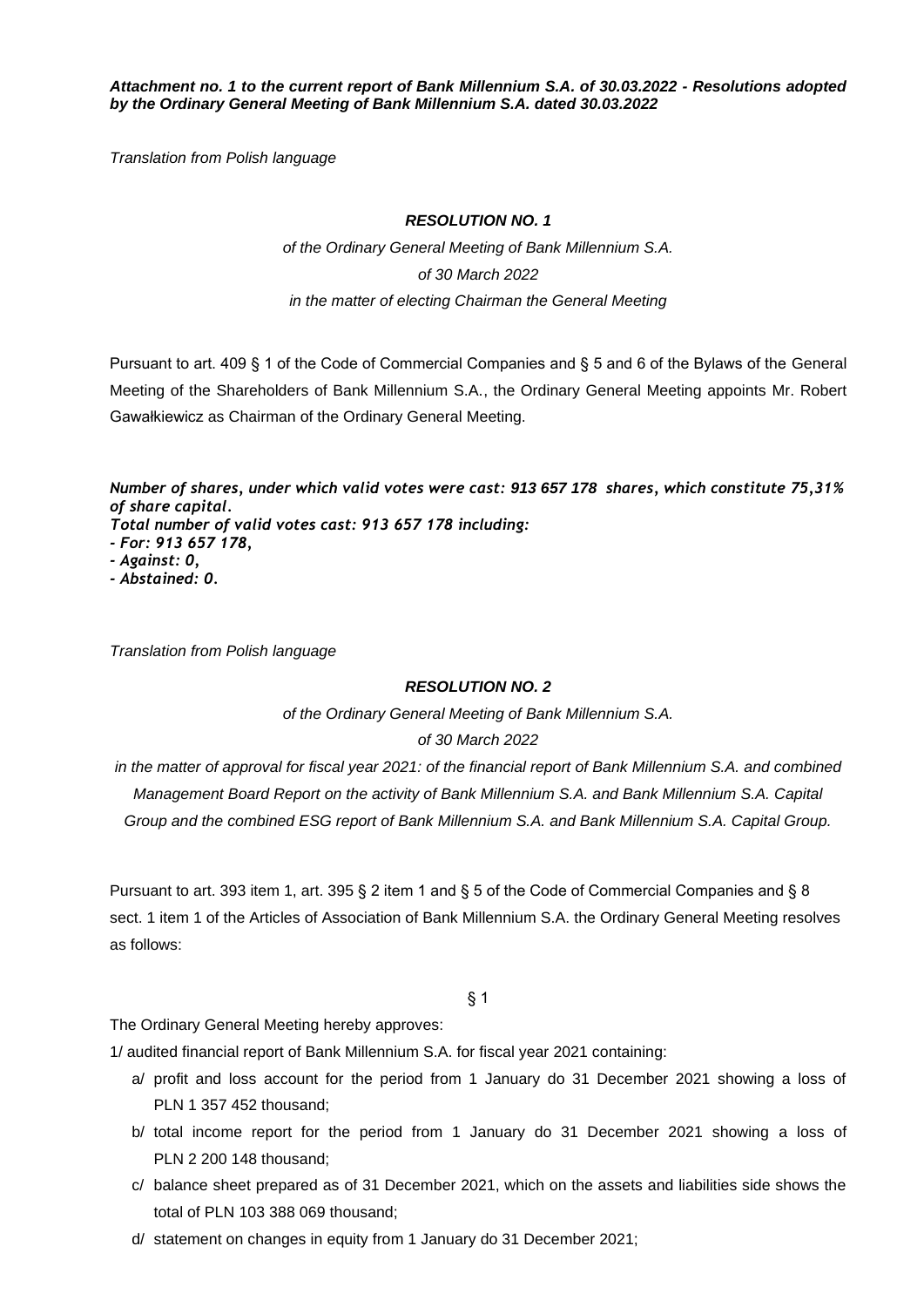***Attachment no. 1 to the current report of Bank Millennium S.A. of 30.03.2022 - Resolutions adopted by the Ordinary General Meeting of Bank Millennium S.A. dated 30.03.2022***

*Translation from Polish language*

***RESOLUTION NO. 1***

*of the Ordinary General Meeting of Bank Millennium S.A.*

*of 30 March 2022*

*in the matter of electing Chairman the General Meeting*

Pursuant to art. 409 § 1 of the Code of Commercial Companies and § 5 and 6 of the Bylaws of the General Meeting of the Shareholders of Bank Millennium S.A., the Ordinary General Meeting appoints Mr. Robert Gawałkiewicz as Chairman of the Ordinary General Meeting.

***Number of shares, under which valid votes were cast: 913 657 178 shares, which constitute 75,31% of share capital.***
***Total number of valid votes cast: 913 657 178 including:***
***- For: 913 657 178,***
***- Against: 0,***
***- Abstained: 0.***

*Translation from Polish language*

***RESOLUTION NO. 2***

*of the Ordinary General Meeting of Bank Millennium S.A.*

*of 30 March 2022*

*in the matter of approval for fiscal year 2021: of the financial report of Bank Millennium S.A. and combined Management Board Report on the activity of Bank Millennium S.A. and Bank Millennium S.A. Capital Group and the combined ESG report of Bank Millennium S.A. and Bank Millennium S.A. Capital Group.*

Pursuant to art. 393 item 1, art. 395 § 2 item 1 and § 5 of the Code of Commercial Companies and § 8 sect. 1 item 1 of the Articles of Association of Bank Millennium S.A. the Ordinary General Meeting resolves as follows:

§ 1

The Ordinary General Meeting hereby approves:

1/ audited financial report of Bank Millennium S.A. for fiscal year 2021 containing:

a/ profit and loss account for the period from 1 January do 31 December 2021 showing a loss of PLN 1 357 452 thousand;

b/ total income report for the period from 1 January do 31 December 2021 showing a loss of PLN 2 200 148 thousand;

c/ balance sheet prepared as of 31 December 2021, which on the assets and liabilities side shows the total of PLN 103 388 069 thousand;

d/ statement on changes in equity from 1 January do 31 December 2021;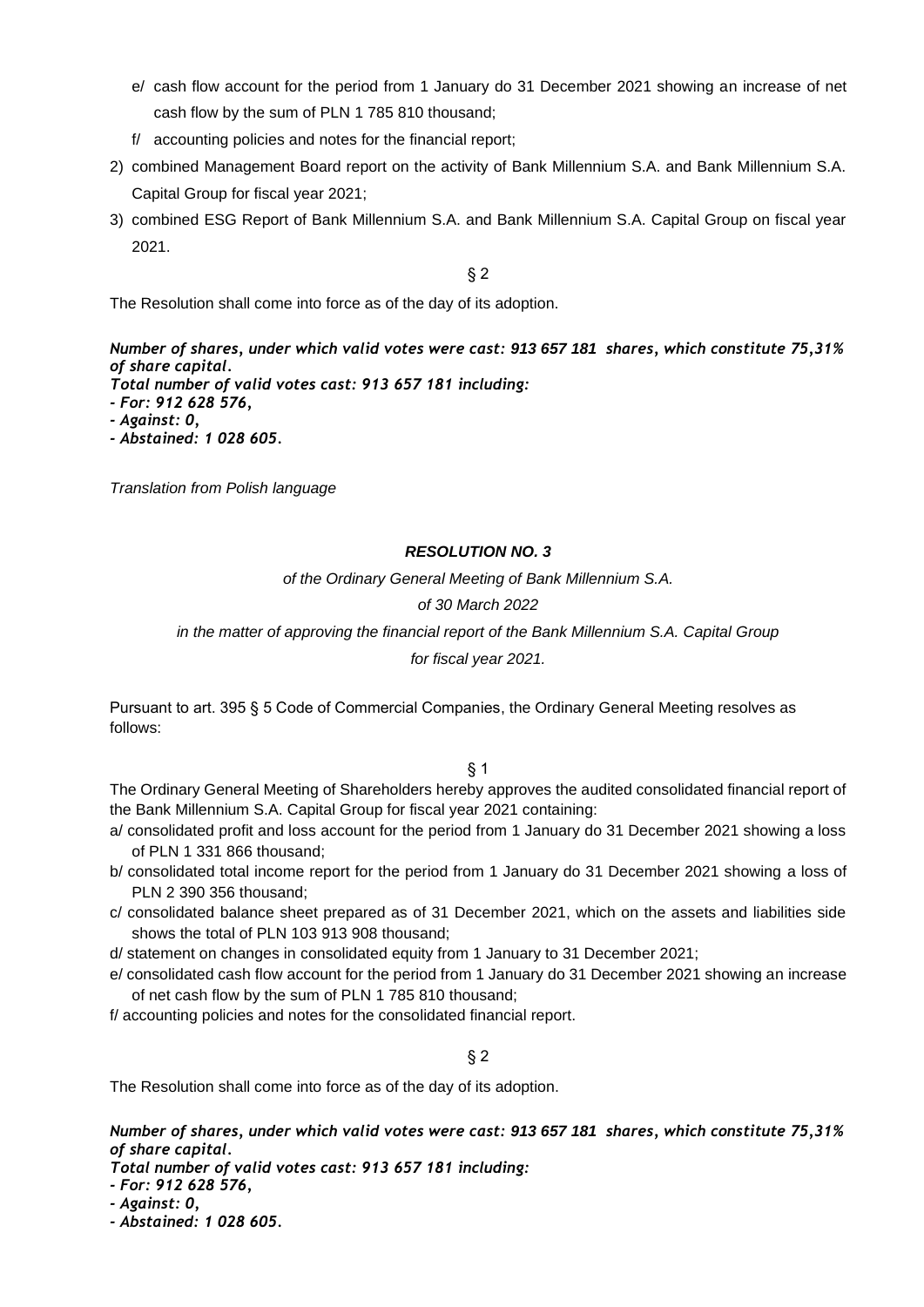e/ cash flow account for the period from 1 January do 31 December 2021 showing an increase of net cash flow by the sum of PLN 1 785 810 thousand;

f/ accounting policies and notes for the financial report;

2) combined Management Board report on the activity of Bank Millennium S.A. and Bank Millennium S.A. Capital Group for fiscal year 2021;

3) combined ESG Report of Bank Millennium S.A. and Bank Millennium S.A. Capital Group on fiscal year 2021.

§ 2

The Resolution shall come into force as of the day of its adoption.

***Number of shares, under which valid votes were cast: 913 657 181 shares, which constitute 75,31% of share capital.***
***Total number of valid votes cast: 913 657 181 including:***
***- For: 912 628 576,***
***- Against: 0,***
***- Abstained: 1 028 605.***

*Translation from Polish language*

***RESOLUTION NO. 3***

*of the Ordinary General Meeting of Bank Millennium S.A.*

*of 30 March 2022*

*in the matter of approving the financial report of the Bank Millennium S.A. Capital Group*

*for fiscal year 2021.*

Pursuant to art. 395 § 5 Code of Commercial Companies, the Ordinary General Meeting resolves as follows:

§ 1

The Ordinary General Meeting of Shareholders hereby approves the audited consolidated financial report of the Bank Millennium S.A. Capital Group for fiscal year 2021 containing:

a/ consolidated profit and loss account for the period from 1 January do 31 December 2021 showing a loss of PLN 1 331 866 thousand;

b/ consolidated total income report for the period from 1 January do 31 December 2021 showing a loss of PLN 2 390 356 thousand;

c/ consolidated balance sheet prepared as of 31 December 2021, which on the assets and liabilities side shows the total of PLN 103 913 908 thousand;

d/ statement on changes in consolidated equity from 1 January to 31 December 2021;

e/ consolidated cash flow account for the period from 1 January do 31 December 2021 showing an increase of net cash flow by the sum of PLN 1 785 810 thousand;

f/ accounting policies and notes for the consolidated financial report.

§ 2

The Resolution shall come into force as of the day of its adoption.

***Number of shares, under which valid votes were cast: 913 657 181 shares, which constitute 75,31% of share capital.***
***Total number of valid votes cast: 913 657 181 including:***
***- For: 912 628 576,***
***- Against: 0,***
***- Abstained: 1 028 605.***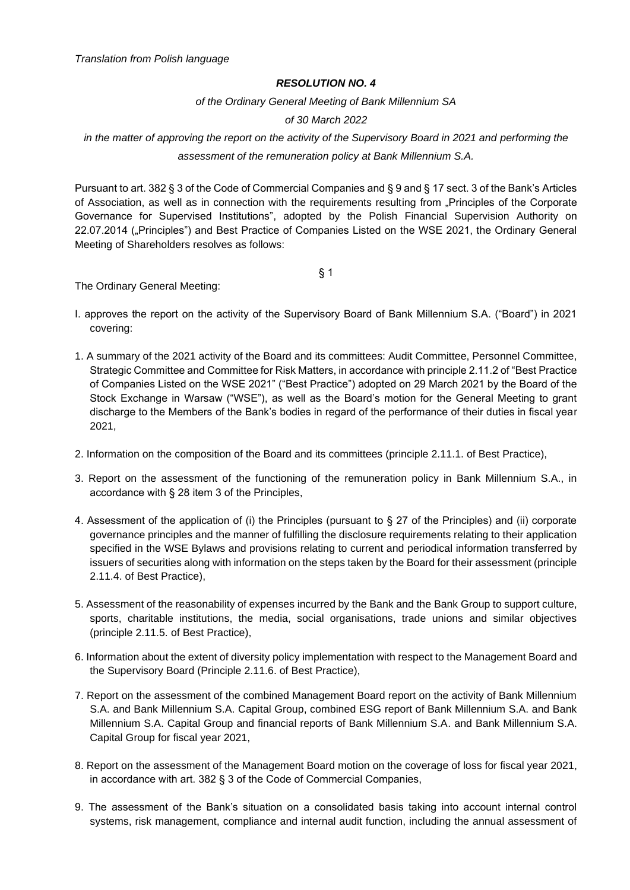*Translation from Polish language*

***RESOLUTION NO. 4***

*of the Ordinary General Meeting of Bank Millennium SA*

*of 30 March 2022*

*in the matter of approving the report on the activity of the Supervisory Board in 2021 and performing the assessment of the remuneration policy at Bank Millennium S.A.*

Pursuant to art. 382 § 3 of the Code of Commercial Companies and § 9 and § 17 sect. 3 of the Bank's Articles of Association, as well as in connection with the requirements resulting from „Principles of the Corporate Governance for Supervised Institutions", adopted by the Polish Financial Supervision Authority on 22.07.2014 („Principles") and Best Practice of Companies Listed on the WSE 2021, the Ordinary General Meeting of Shareholders resolves as follows:

§ 1

The Ordinary General Meeting:

I. approves the report on the activity of the Supervisory Board of Bank Millennium S.A. ("Board") in 2021 covering:

1. A summary of the 2021 activity of the Board and its committees: Audit Committee, Personnel Committee, Strategic Committee and Committee for Risk Matters, in accordance with principle 2.11.2 of "Best Practice of Companies Listed on the WSE 2021" ("Best Practice") adopted on 29 March 2021 by the Board of the Stock Exchange in Warsaw ("WSE"), as well as the Board's motion for the General Meeting to grant discharge to the Members of the Bank's bodies in regard of the performance of their duties in fiscal year 2021,

2. Information on the composition of the Board and its committees (principle 2.11.1. of Best Practice),

3. Report on the assessment of the functioning of the remuneration policy in Bank Millennium S.A., in accordance with § 28 item 3 of the Principles,

4. Assessment of the application of (i) the Principles (pursuant to § 27 of the Principles) and (ii) corporate governance principles and the manner of fulfilling the disclosure requirements relating to their application specified in the WSE Bylaws and provisions relating to current and periodical information transferred by issuers of securities along with information on the steps taken by the Board for their assessment (principle 2.11.4. of Best Practice),

5. Assessment of the reasonability of expenses incurred by the Bank and the Bank Group to support culture, sports, charitable institutions, the media, social organisations, trade unions and similar objectives (principle 2.11.5. of Best Practice),

6. Information about the extent of diversity policy implementation with respect to the Management Board and the Supervisory Board (Principle 2.11.6. of Best Practice),

7. Report on the assessment of the combined Management Board report on the activity of Bank Millennium S.A. and Bank Millennium S.A. Capital Group, combined ESG report of Bank Millennium S.A. and Bank Millennium S.A. Capital Group and financial reports of Bank Millennium S.A. and Bank Millennium S.A. Capital Group for fiscal year 2021,

8. Report on the assessment of the Management Board motion on the coverage of loss for fiscal year 2021, in accordance with art. 382 § 3 of the Code of Commercial Companies,

9. The assessment of the Bank's situation on a consolidated basis taking into account internal control systems, risk management, compliance and internal audit function, including the annual assessment of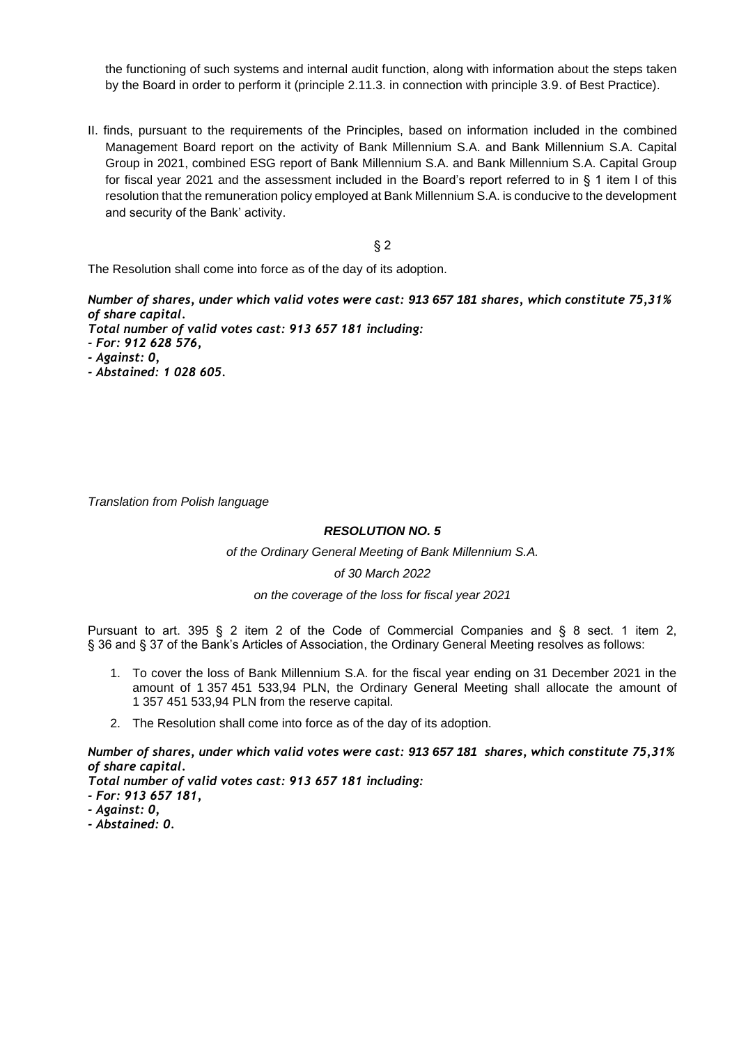the functioning of such systems and internal audit function, along with information about the steps taken by the Board in order to perform it (principle 2.11.3. in connection with principle 3.9. of Best Practice).

II. finds, pursuant to the requirements of the Principles, based on information included in the combined Management Board report on the activity of Bank Millennium S.A. and Bank Millennium S.A. Capital Group in 2021, combined ESG report of Bank Millennium S.A. and Bank Millennium S.A. Capital Group for fiscal year 2021 and the assessment included in the Board's report referred to in § 1 item I of this resolution that the remuneration policy employed at Bank Millennium S.A. is conducive to the development and security of the Bank' activity.

§ 2

The Resolution shall come into force as of the day of its adoption.

***Number of shares, under which valid votes were cast: 913 657 181 shares, which constitute 75,31% of share capital.***
***Total number of valid votes cast: 913 657 181 including:***
***- For: 912 628 576,***
***- Against: 0,***
***- Abstained: 1 028 605.***

*Translation from Polish language*

## ***RESOLUTION NO. 5***

*of the Ordinary General Meeting of Bank Millennium S.A.*

*of 30 March 2022*

*on the coverage of the loss for fiscal year 2021*

Pursuant to art. 395 § 2 item 2 of the Code of Commercial Companies and § 8 sect. 1 item 2, § 36 and § 37 of the Bank's Articles of Association, the Ordinary General Meeting resolves as follows:

1. To cover the loss of Bank Millennium S.A. for the fiscal year ending on 31 December 2021 in the amount of 1 357 451 533,94 PLN, the Ordinary General Meeting shall allocate the amount of 1 357 451 533,94 PLN from the reserve capital.
2. The Resolution shall come into force as of the day of its adoption.

***Number of shares, under which valid votes were cast: 913 657 181 shares, which constitute 75,31% of share capital.***
***Total number of valid votes cast: 913 657 181 including:***
***- For: 913 657 181,***
***- Against: 0,***
***- Abstained: 0.***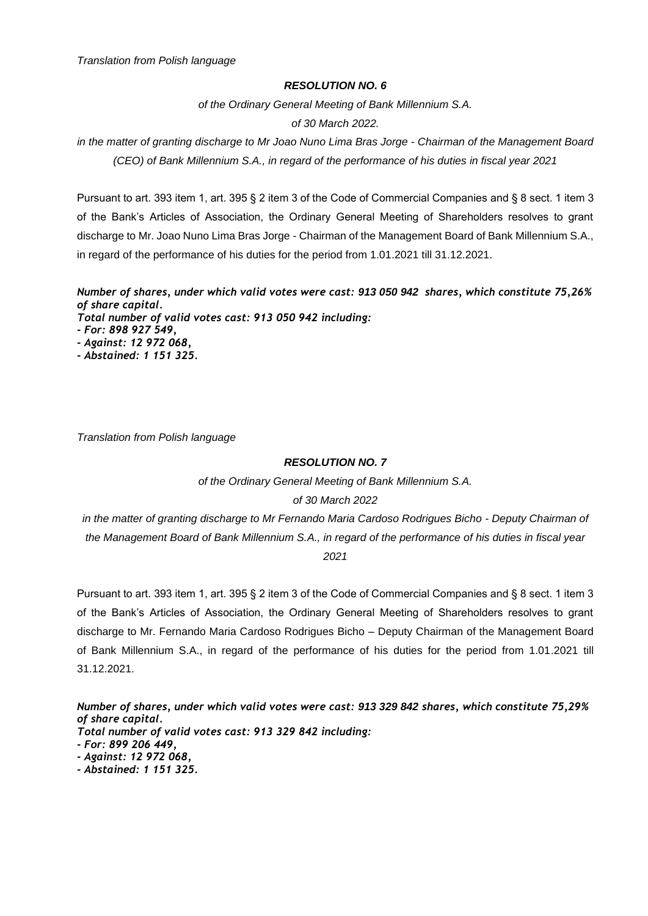*Translation from Polish language*

***RESOLUTION NO. 6***

*of the Ordinary General Meeting of Bank Millennium S.A.*

*of 30 March 2022.*

*in the matter of granting discharge to Mr Joao Nuno Lima Bras Jorge - Chairman of the Management Board (CEO) of Bank Millennium S.A., in regard of the performance of his duties in fiscal year 2021*

Pursuant to art. 393 item 1, art. 395 § 2 item 3 of the Code of Commercial Companies and § 8 sect. 1 item 3 of the Bank's Articles of Association, the Ordinary General Meeting of Shareholders resolves to grant discharge to Mr. Joao Nuno Lima Bras Jorge - Chairman of the Management Board of Bank Millennium S.A., in regard of the performance of his duties for the period from 1.01.2021 till 31.12.2021.

***Number of shares, under which valid votes were cast: 913 050 942 shares, which constitute 75,26% of share capital.***
***Total number of valid votes cast: 913 050 942 including:***
***- For: 898 927 549,***
***- Against: 12 972 068,***
***- Abstained: 1 151 325.***

*Translation from Polish language*

***RESOLUTION NO. 7***

*of the Ordinary General Meeting of Bank Millennium S.A.*

*of 30 March 2022*

*in the matter of granting discharge to Mr Fernando Maria Cardoso Rodrigues Bicho - Deputy Chairman of the Management Board of Bank Millennium S.A., in regard of the performance of his duties in fiscal year 2021*

Pursuant to art. 393 item 1, art. 395 § 2 item 3 of the Code of Commercial Companies and § 8 sect. 1 item 3 of the Bank's Articles of Association, the Ordinary General Meeting of Shareholders resolves to grant discharge to Mr. Fernando Maria Cardoso Rodrigues Bicho – Deputy Chairman of the Management Board of Bank Millennium S.A., in regard of the performance of his duties for the period from 1.01.2021 till 31.12.2021.

***Number of shares, under which valid votes were cast: 913 329 842 shares, which constitute 75,29% of share capital.***
***Total number of valid votes cast: 913 329 842 including:***
***- For: 899 206 449,***
***- Against: 12 972 068,***
***- Abstained: 1 151 325.***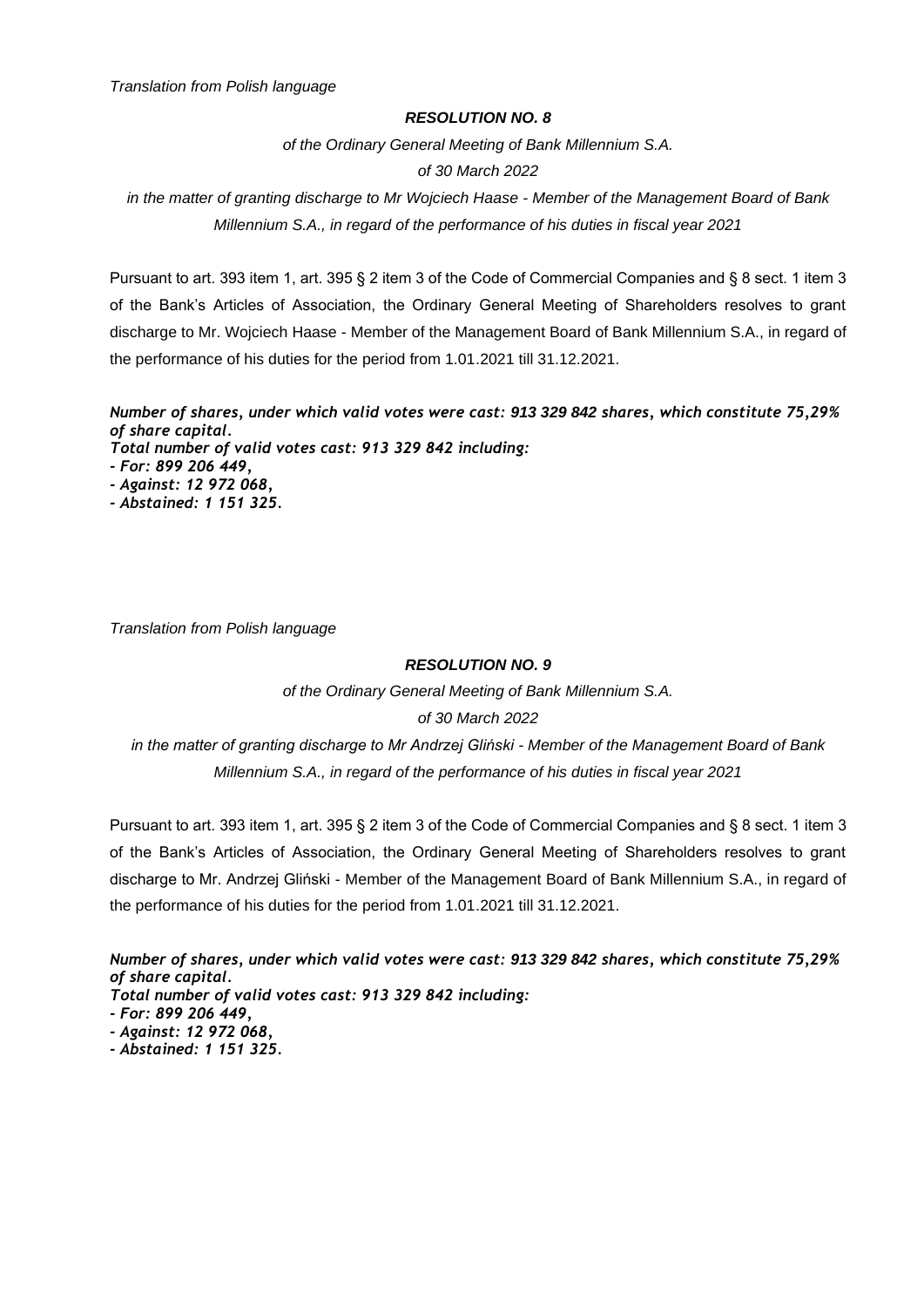*Translation from Polish language*

***RESOLUTION NO. 8***

*of the Ordinary General Meeting of Bank Millennium S.A.*

*of 30 March 2022*

*in the matter of granting discharge to Mr Wojciech Haase - Member of the Management Board of Bank Millennium S.A., in regard of the performance of his duties in fiscal year 2021*

Pursuant to art. 393 item 1, art. 395 § 2 item 3 of the Code of Commercial Companies and § 8 sect. 1 item 3 of the Bank's Articles of Association, the Ordinary General Meeting of Shareholders resolves to grant discharge to Mr. Wojciech Haase - Member of the Management Board of Bank Millennium S.A., in regard of the performance of his duties for the period from 1.01.2021 till 31.12.2021.

***Number of shares, under which valid votes were cast: 913 329 842 shares, which constitute 75,29% of share capital.***
***Total number of valid votes cast: 913 329 842 including:***
***- For: 899 206 449,***
***- Against: 12 972 068,***
***- Abstained: 1 151 325.***

*Translation from Polish language*

***RESOLUTION NO. 9***

*of the Ordinary General Meeting of Bank Millennium S.A.*

*of 30 March 2022*

*in the matter of granting discharge to Mr Andrzej Gliński - Member of the Management Board of Bank Millennium S.A., in regard of the performance of his duties in fiscal year 2021*

Pursuant to art. 393 item 1, art. 395 § 2 item 3 of the Code of Commercial Companies and § 8 sect. 1 item 3 of the Bank's Articles of Association, the Ordinary General Meeting of Shareholders resolves to grant discharge to Mr. Andrzej Gliński - Member of the Management Board of Bank Millennium S.A., in regard of the performance of his duties for the period from 1.01.2021 till 31.12.2021.

***Number of shares, under which valid votes were cast: 913 329 842 shares, which constitute 75,29% of share capital.***
***Total number of valid votes cast: 913 329 842 including:***
***- For: 899 206 449,***
***- Against: 12 972 068,***
***- Abstained: 1 151 325.***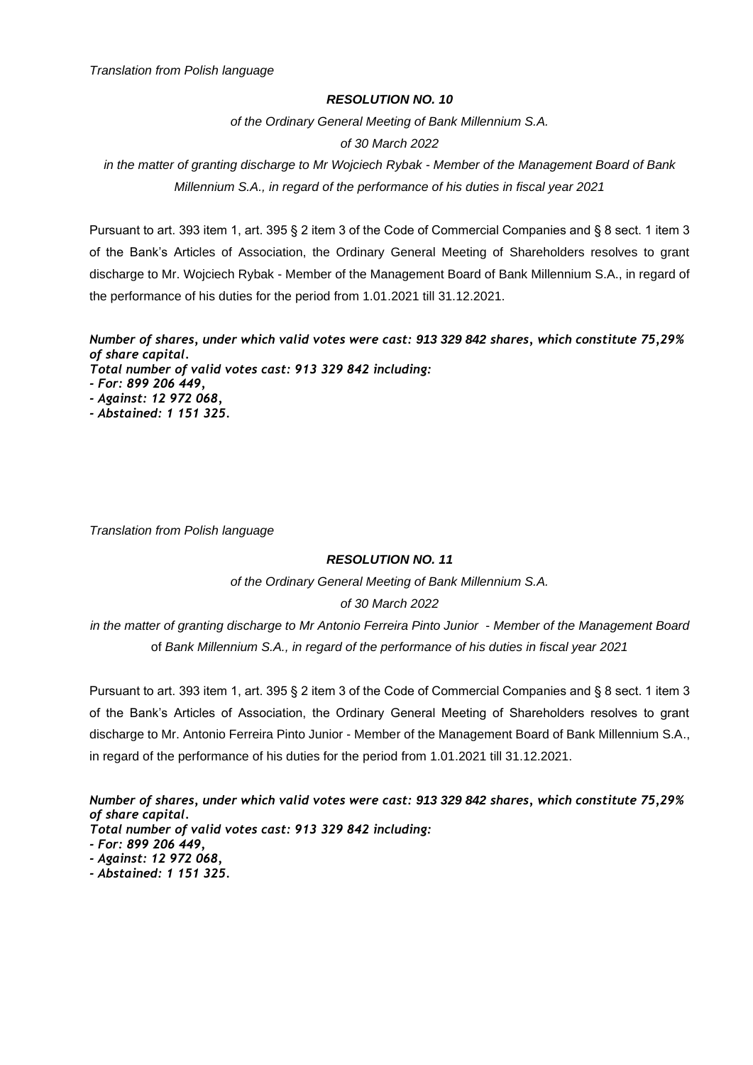*Translation from Polish language*

***RESOLUTION NO. 10***

*of the Ordinary General Meeting of Bank Millennium S.A.*

*of 30 March 2022*

*in the matter of granting discharge to Mr Wojciech Rybak - Member of the Management Board of Bank Millennium S.A., in regard of the performance of his duties in fiscal year 2021*

Pursuant to art. 393 item 1, art. 395 § 2 item 3 of the Code of Commercial Companies and § 8 sect. 1 item 3 of the Bank's Articles of Association, the Ordinary General Meeting of Shareholders resolves to grant discharge to Mr. Wojciech Rybak - Member of the Management Board of Bank Millennium S.A., in regard of the performance of his duties for the period from 1.01.2021 till 31.12.2021.

***Number of shares, under which valid votes were cast: 913 329 842 shares, which constitute 75,29% of share capital.***
***Total number of valid votes cast: 913 329 842 including:***
***- For: 899 206 449,***
***- Against: 12 972 068,***
***- Abstained: 1 151 325.***

*Translation from Polish language*

***RESOLUTION NO. 11***

*of the Ordinary General Meeting of Bank Millennium S.A.*

*of 30 March 2022*

*in the matter of granting discharge to Mr Antonio Ferreira Pinto Junior - Member of the Management Board* of *Bank Millennium S.A., in regard of the performance of his duties in fiscal year 2021*

Pursuant to art. 393 item 1, art. 395 § 2 item 3 of the Code of Commercial Companies and § 8 sect. 1 item 3 of the Bank's Articles of Association, the Ordinary General Meeting of Shareholders resolves to grant discharge to Mr. Antonio Ferreira Pinto Junior - Member of the Management Board of Bank Millennium S.A., in regard of the performance of his duties for the period from 1.01.2021 till 31.12.2021.

***Number of shares, under which valid votes were cast: 913 329 842 shares, which constitute 75,29% of share capital.***
***Total number of valid votes cast: 913 329 842 including:***
***- For: 899 206 449,***
***- Against: 12 972 068,***
***- Abstained: 1 151 325.***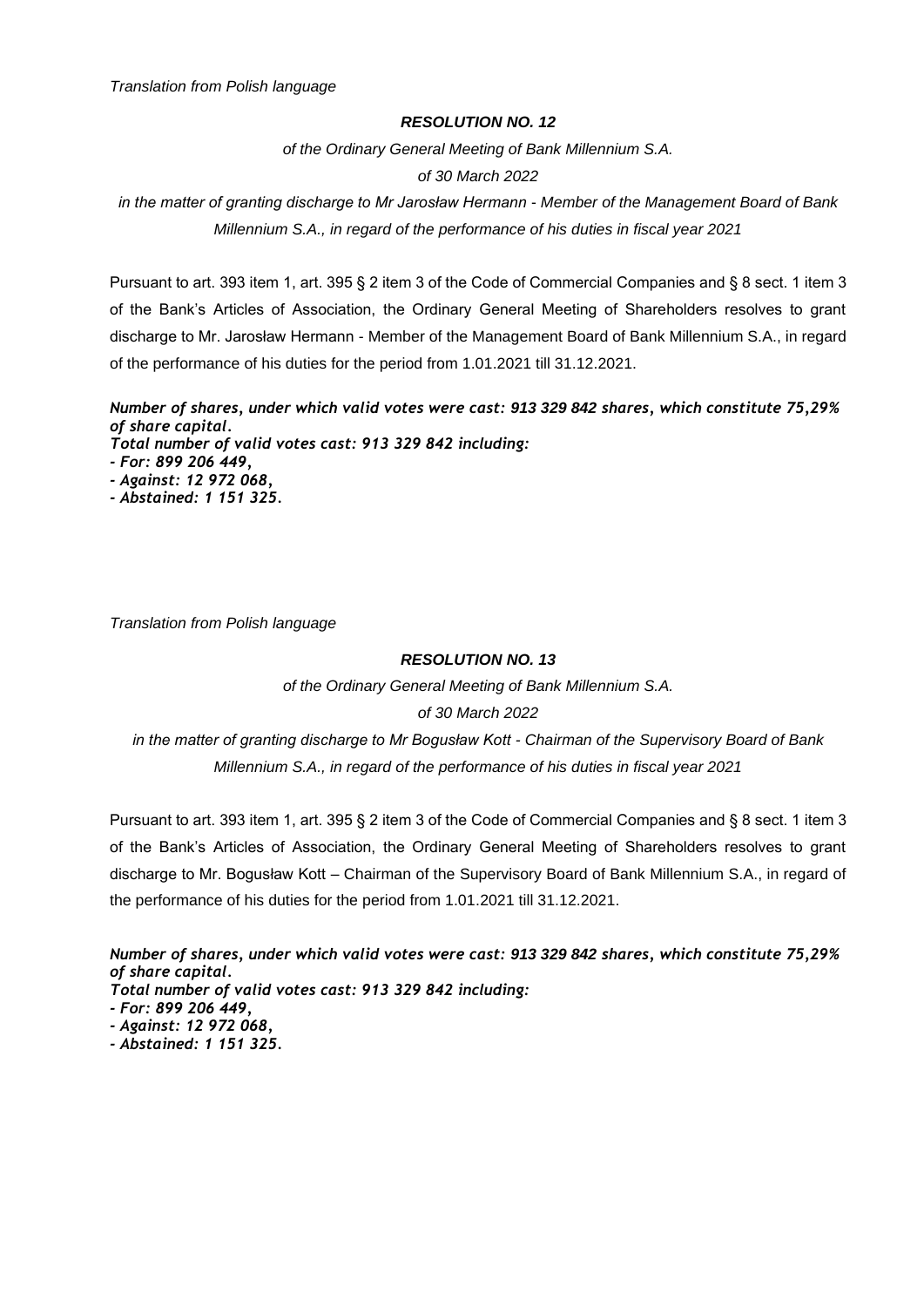*Translation from Polish language*

***RESOLUTION NO. 12***

*of the Ordinary General Meeting of Bank Millennium S.A.*

*of 30 March 2022*

*in the matter of granting discharge to Mr Jarosław Hermann - Member of the Management Board of Bank Millennium S.A., in regard of the performance of his duties in fiscal year 2021*

Pursuant to art. 393 item 1, art. 395 § 2 item 3 of the Code of Commercial Companies and § 8 sect. 1 item 3 of the Bank's Articles of Association, the Ordinary General Meeting of Shareholders resolves to grant discharge to Mr. Jarosław Hermann - Member of the Management Board of Bank Millennium S.A., in regard of the performance of his duties for the period from 1.01.2021 till 31.12.2021.

***Number of shares, under which valid votes were cast: 913 329 842 shares, which constitute 75,29% of share capital.***
***Total number of valid votes cast: 913 329 842 including:***
***- For: 899 206 449,***
***- Against: 12 972 068,***
***- Abstained: 1 151 325.***

*Translation from Polish language*

***RESOLUTION NO. 13***

*of the Ordinary General Meeting of Bank Millennium S.A.*

*of 30 March 2022*

*in the matter of granting discharge to Mr Bogusław Kott - Chairman of the Supervisory Board of Bank Millennium S.A., in regard of the performance of his duties in fiscal year 2021*

Pursuant to art. 393 item 1, art. 395 § 2 item 3 of the Code of Commercial Companies and § 8 sect. 1 item 3 of the Bank's Articles of Association, the Ordinary General Meeting of Shareholders resolves to grant discharge to Mr. Bogusław Kott – Chairman of the Supervisory Board of Bank Millennium S.A., in regard of the performance of his duties for the period from 1.01.2021 till 31.12.2021.

***Number of shares, under which valid votes were cast: 913 329 842 shares, which constitute 75,29% of share capital.***
***Total number of valid votes cast: 913 329 842 including:***
***- For: 899 206 449,***
***- Against: 12 972 068,***
***- Abstained: 1 151 325.***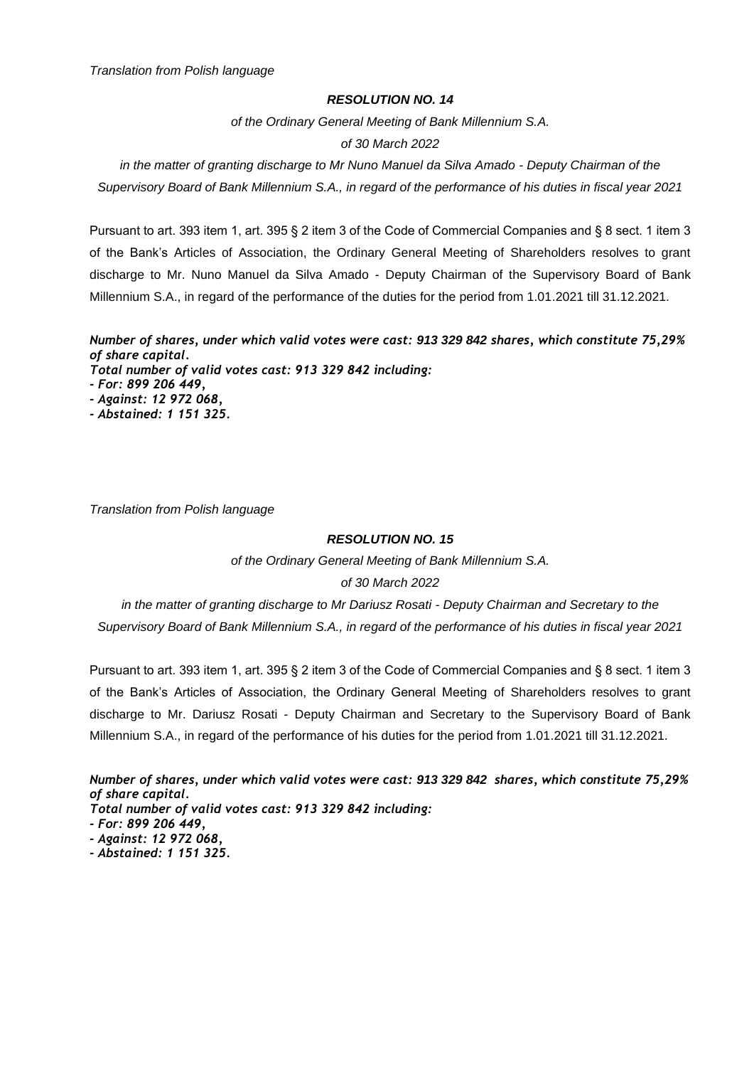*Translation from Polish language*

***RESOLUTION NO. 14***

*of the Ordinary General Meeting of Bank Millennium S.A.*

*of 30 March 2022*

*in the matter of granting discharge to Mr Nuno Manuel da Silva Amado - Deputy Chairman of the Supervisory Board of Bank Millennium S.A., in regard of the performance of his duties in fiscal year 2021*

Pursuant to art. 393 item 1, art. 395 § 2 item 3 of the Code of Commercial Companies and § 8 sect. 1 item 3 of the Bank's Articles of Association, the Ordinary General Meeting of Shareholders resolves to grant discharge to Mr. Nuno Manuel da Silva Amado - Deputy Chairman of the Supervisory Board of Bank Millennium S.A., in regard of the performance of the duties for the period from 1.01.2021 till 31.12.2021.

***Number of shares, under which valid votes were cast: 913 329 842 shares, which constitute 75,29% of share capital.***
***Total number of valid votes cast: 913 329 842 including:***
***- For: 899 206 449,***
***- Against: 12 972 068,***
***- Abstained: 1 151 325.***

*Translation from Polish language*

***RESOLUTION NO. 15***

*of the Ordinary General Meeting of Bank Millennium S.A.*

*of 30 March 2022*

*in the matter of granting discharge to Mr Dariusz Rosati - Deputy Chairman and Secretary to the Supervisory Board of Bank Millennium S.A., in regard of the performance of his duties in fiscal year 2021*

Pursuant to art. 393 item 1, art. 395 § 2 item 3 of the Code of Commercial Companies and § 8 sect. 1 item 3 of the Bank's Articles of Association, the Ordinary General Meeting of Shareholders resolves to grant discharge to Mr. Dariusz Rosati - Deputy Chairman and Secretary to the Supervisory Board of Bank Millennium S.A., in regard of the performance of his duties for the period from 1.01.2021 till 31.12.2021.

***Number of shares, under which valid votes were cast: 913 329 842 shares, which constitute 75,29% of share capital.***
***Total number of valid votes cast: 913 329 842 including:***
***- For: 899 206 449,***
***- Against: 12 972 068,***
***- Abstained: 1 151 325.***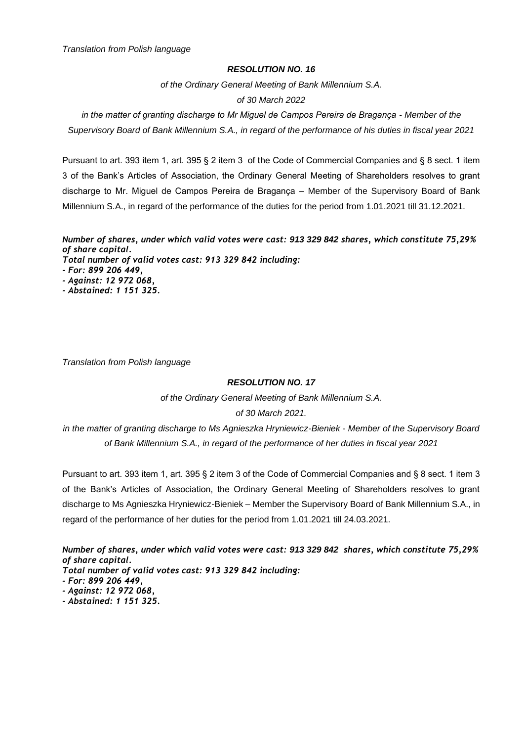*Translation from Polish language*

***RESOLUTION NO. 16***

*of the Ordinary General Meeting of Bank Millennium S.A.*

*of 30 March 2022*

*in the matter of granting discharge to Mr Miguel de Campos Pereira de Bragança - Member of the Supervisory Board of Bank Millennium S.A., in regard of the performance of his duties in fiscal year 2021*

Pursuant to art. 393 item 1, art. 395 § 2 item 3 of the Code of Commercial Companies and § 8 sect. 1 item 3 of the Bank's Articles of Association, the Ordinary General Meeting of Shareholders resolves to grant discharge to Mr. Miguel de Campos Pereira de Bragança – Member of the Supervisory Board of Bank Millennium S.A., in regard of the performance of the duties for the period from 1.01.2021 till 31.12.2021.

***Number of shares, under which valid votes were cast: 913 329 842 shares, which constitute 75,29% of share capital.***
***Total number of valid votes cast: 913 329 842 including:***
***- For: 899 206 449,***
***- Against: 12 972 068,***
***- Abstained: 1 151 325.***

*Translation from Polish language*

***RESOLUTION NO. 17***

*of the Ordinary General Meeting of Bank Millennium S.A.*

*of 30 March 2021.*

*in the matter of granting discharge to Ms Agnieszka Hryniewicz-Bieniek - Member of the Supervisory Board of Bank Millennium S.A., in regard of the performance of her duties in fiscal year 2021*

Pursuant to art. 393 item 1, art. 395 § 2 item 3 of the Code of Commercial Companies and § 8 sect. 1 item 3 of the Bank's Articles of Association, the Ordinary General Meeting of Shareholders resolves to grant discharge to Ms Agnieszka Hryniewicz-Bieniek – Member the Supervisory Board of Bank Millennium S.A., in regard of the performance of her duties for the period from 1.01.2021 till 24.03.2021.

***Number of shares, under which valid votes were cast: 913 329 842 shares, which constitute 75,29% of share capital.***
***Total number of valid votes cast: 913 329 842 including:***
***- For: 899 206 449,***
***- Against: 12 972 068,***
***- Abstained: 1 151 325.***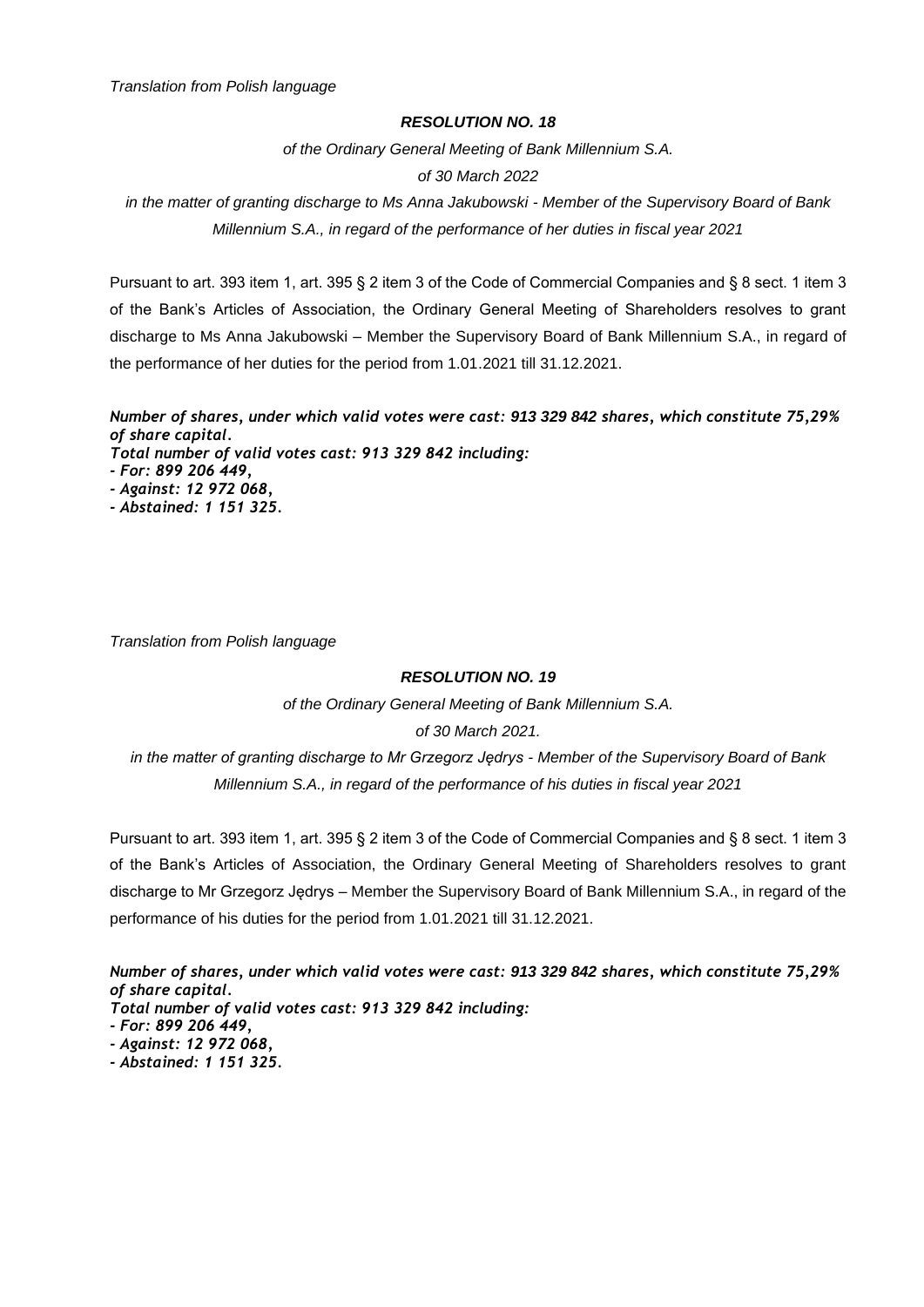*Translation from Polish language*

***RESOLUTION NO. 18***

*of the Ordinary General Meeting of Bank Millennium S.A.*

*of 30 March 2022*

*in the matter of granting discharge to Ms Anna Jakubowski - Member of the Supervisory Board of Bank Millennium S.A., in regard of the performance of her duties in fiscal year 2021*

Pursuant to art. 393 item 1, art. 395 § 2 item 3 of the Code of Commercial Companies and § 8 sect. 1 item 3 of the Bank's Articles of Association, the Ordinary General Meeting of Shareholders resolves to grant discharge to Ms Anna Jakubowski – Member the Supervisory Board of Bank Millennium S.A., in regard of the performance of her duties for the period from 1.01.2021 till 31.12.2021.

***Number of shares, under which valid votes were cast: 913 329 842 shares, which constitute 75,29% of share capital.***
***Total number of valid votes cast: 913 329 842 including:***
***- For: 899 206 449,***
***- Against: 12 972 068,***
***- Abstained: 1 151 325.***

*Translation from Polish language*

***RESOLUTION NO. 19***

*of the Ordinary General Meeting of Bank Millennium S.A.*

*of 30 March 2021.*

*in the matter of granting discharge to Mr Grzegorz Jędrys - Member of the Supervisory Board of Bank Millennium S.A., in regard of the performance of his duties in fiscal year 2021*

Pursuant to art. 393 item 1, art. 395 § 2 item 3 of the Code of Commercial Companies and § 8 sect. 1 item 3 of the Bank's Articles of Association, the Ordinary General Meeting of Shareholders resolves to grant discharge to Mr Grzegorz Jędrys – Member the Supervisory Board of Bank Millennium S.A., in regard of the performance of his duties for the period from 1.01.2021 till 31.12.2021.

***Number of shares, under which valid votes were cast: 913 329 842 shares, which constitute 75,29% of share capital.***
***Total number of valid votes cast: 913 329 842 including:***
***- For: 899 206 449,***
***- Against: 12 972 068,***
***- Abstained: 1 151 325.***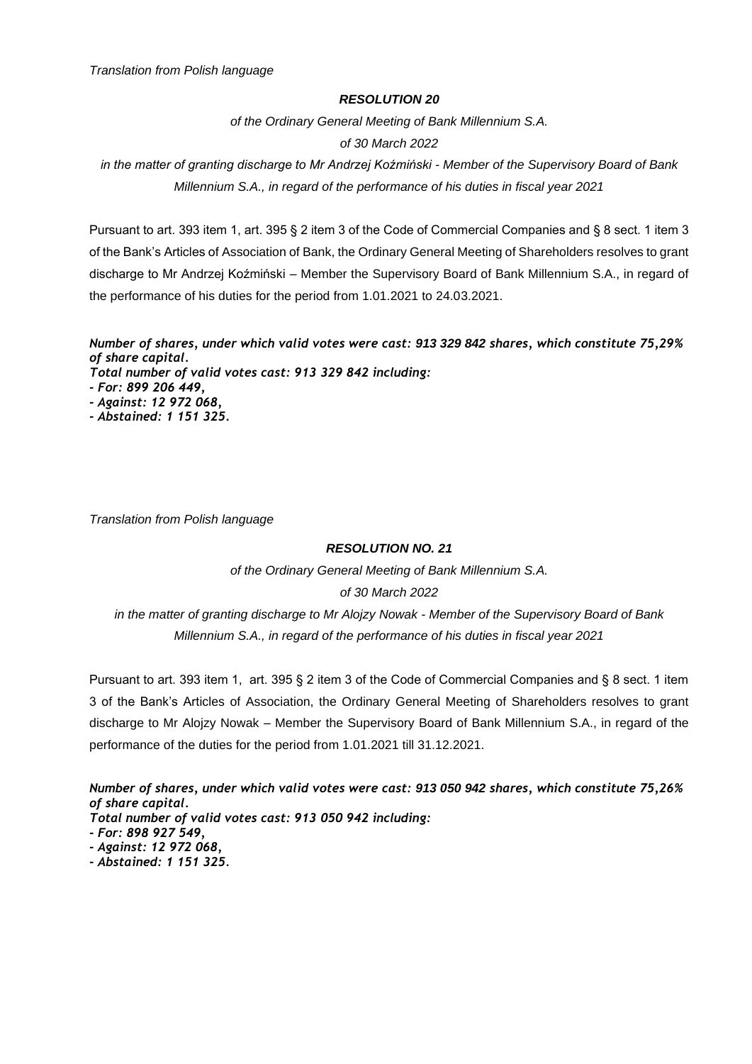*Translation from Polish language*

### *RESOLUTION 20*

*of the Ordinary General Meeting of Bank Millennium S.A.*

*of 30 March 2022*

*in the matter of granting discharge to Mr Andrzej Koźmiński - Member of the Supervisory Board of Bank Millennium S.A., in regard of the performance of his duties in fiscal year 2021*

Pursuant to art. 393 item 1, art. 395 § 2 item 3 of the Code of Commercial Companies and § 8 sect. 1 item 3 of the Bank's Articles of Association of Bank, the Ordinary General Meeting of Shareholders resolves to grant discharge to Mr Andrzej Koźmiński – Member the Supervisory Board of Bank Millennium S.A., in regard of the performance of his duties for the period from 1.01.2021 to 24.03.2021.

***Number of shares, under which valid votes were cast: 913 329 842 shares, which constitute 75,29% of share capital.***
***Total number of valid votes cast: 913 329 842 including:***
***- For: 899 206 449,***
***- Against: 12 972 068,***
***- Abstained: 1 151 325.***

*Translation from Polish language*

### *RESOLUTION NO. 21*

*of the Ordinary General Meeting of Bank Millennium S.A.*

*of 30 March 2022*

*in the matter of granting discharge to Mr Alojzy Nowak - Member of the Supervisory Board of Bank Millennium S.A., in regard of the performance of his duties in fiscal year 2021*

Pursuant to art. 393 item 1, art. 395 § 2 item 3 of the Code of Commercial Companies and § 8 sect. 1 item 3 of the Bank's Articles of Association, the Ordinary General Meeting of Shareholders resolves to grant discharge to Mr Alojzy Nowak – Member the Supervisory Board of Bank Millennium S.A., in regard of the performance of the duties for the period from 1.01.2021 till 31.12.2021.

***Number of shares, under which valid votes were cast: 913 050 942 shares, which constitute 75,26% of share capital.***
***Total number of valid votes cast: 913 050 942 including:***
***- For: 898 927 549,***
***- Against: 12 972 068,***
***- Abstained: 1 151 325.***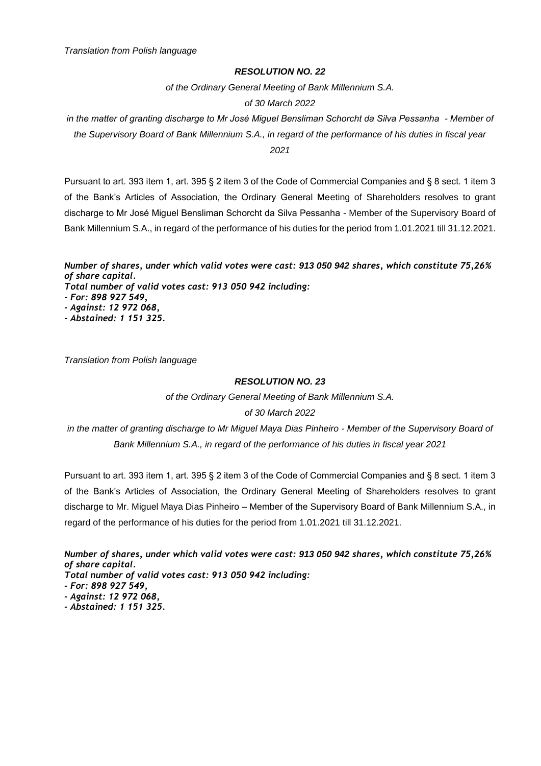*Translation from Polish language*

***RESOLUTION NO. 22***

*of the Ordinary General Meeting of Bank Millennium S.A.*

*of 30 March 2022*

*in the matter of granting discharge to Mr José Miguel Bensliman Schorcht da Silva Pessanha - Member of the Supervisory Board of Bank Millennium S.A., in regard of the performance of his duties in fiscal year 2021*

Pursuant to art. 393 item 1, art. 395 § 2 item 3 of the Code of Commercial Companies and § 8 sect. 1 item 3 of the Bank's Articles of Association, the Ordinary General Meeting of Shareholders resolves to grant discharge to Mr José Miguel Bensliman Schorcht da Silva Pessanha - Member of the Supervisory Board of Bank Millennium S.A., in regard of the performance of his duties for the period from 1.01.2021 till 31.12.2021.

***Number of shares, under which valid votes were cast: 913 050 942 shares, which constitute 75,26% of share capital.***
***Total number of valid votes cast: 913 050 942 including:***
***- For: 898 927 549,***
***- Against: 12 972 068,***
***- Abstained: 1 151 325.***

*Translation from Polish language*

***RESOLUTION NO. 23***

*of the Ordinary General Meeting of Bank Millennium S.A.*

*of 30 March 2022*

*in the matter of granting discharge to Mr Miguel Maya Dias Pinheiro - Member of the Supervisory Board of Bank Millennium S.A., in regard of the performance of his duties in fiscal year 2021*

Pursuant to art. 393 item 1, art. 395 § 2 item 3 of the Code of Commercial Companies and § 8 sect. 1 item 3 of the Bank's Articles of Association, the Ordinary General Meeting of Shareholders resolves to grant discharge to Mr. Miguel Maya Dias Pinheiro – Member of the Supervisory Board of Bank Millennium S.A., in regard of the performance of his duties for the period from 1.01.2021 till 31.12.2021.

***Number of shares, under which valid votes were cast: 913 050 942 shares, which constitute 75,26% of share capital.***
***Total number of valid votes cast: 913 050 942 including:***
***- For: 898 927 549,***
***- Against: 12 972 068,***
***- Abstained: 1 151 325.***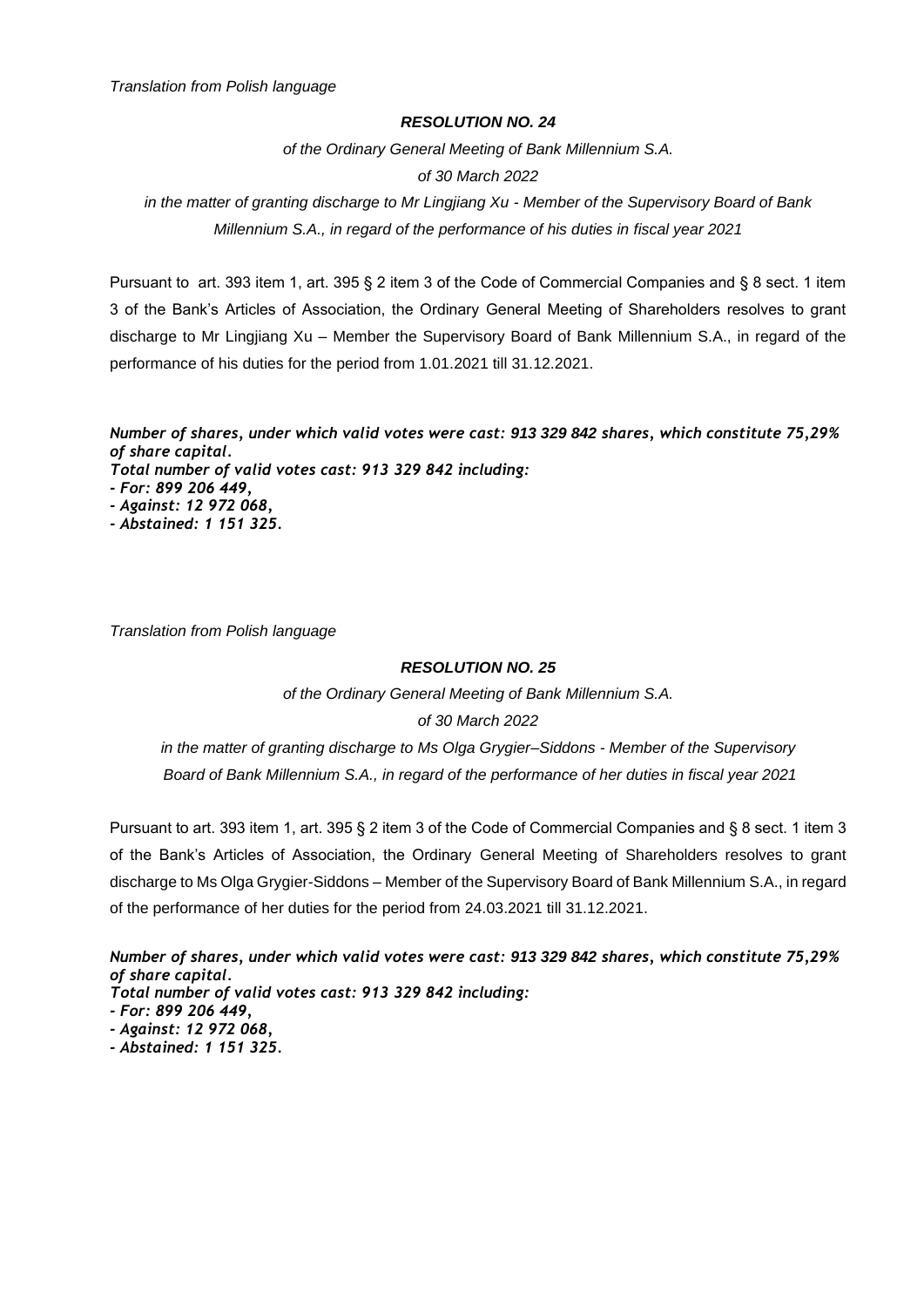*Translation from Polish language*

***RESOLUTION NO. 24***

*of the Ordinary General Meeting of Bank Millennium S.A.*

*of 30 March 2022*

*in the matter of granting discharge to Mr Lingjiang Xu - Member of the Supervisory Board of Bank Millennium S.A., in regard of the performance of his duties in fiscal year 2021*

Pursuant to art. 393 item 1, art. 395 § 2 item 3 of the Code of Commercial Companies and § 8 sect. 1 item 3 of the Bank's Articles of Association, the Ordinary General Meeting of Shareholders resolves to grant discharge to Mr Lingjiang Xu – Member the Supervisory Board of Bank Millennium S.A., in regard of the performance of his duties for the period from 1.01.2021 till 31.12.2021.

***Number of shares, under which valid votes were cast: 913 329 842 shares, which constitute 75,29% of share capital.***
***Total number of valid votes cast: 913 329 842 including:***
***- For: 899 206 449,***
***- Against: 12 972 068,***
***- Abstained: 1 151 325.***

*Translation from Polish language*

***RESOLUTION NO. 25***

*of the Ordinary General Meeting of Bank Millennium S.A.*

*of 30 March 2022*

*in the matter of granting discharge to Ms Olga Grygier–Siddons - Member of the Supervisory Board of Bank Millennium S.A., in regard of the performance of her duties in fiscal year 2021*

Pursuant to art. 393 item 1, art. 395 § 2 item 3 of the Code of Commercial Companies and § 8 sect. 1 item 3 of the Bank's Articles of Association, the Ordinary General Meeting of Shareholders resolves to grant discharge to Ms Olga Grygier-Siddons – Member of the Supervisory Board of Bank Millennium S.A., in regard of the performance of her duties for the period from 24.03.2021 till 31.12.2021.

***Number of shares, under which valid votes were cast: 913 329 842 shares, which constitute 75,29% of share capital.***
***Total number of valid votes cast: 913 329 842 including:***
***- For: 899 206 449,***
***- Against: 12 972 068,***
***- Abstained: 1 151 325.***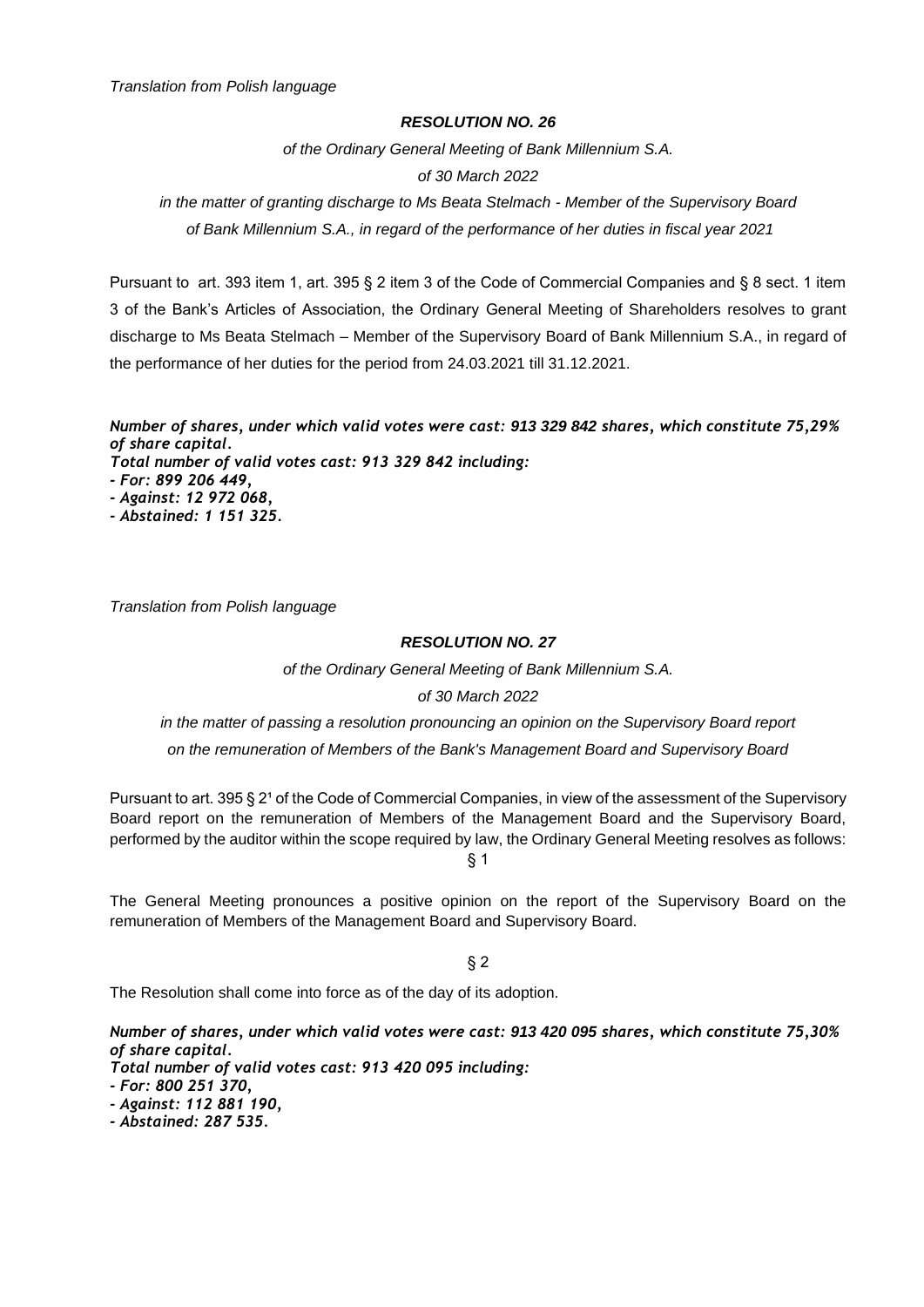*Translation from Polish language*

***RESOLUTION NO. 26***

*of the Ordinary General Meeting of Bank Millennium S.A.*

*of 30 March 2022*

*in the matter of granting discharge to Ms Beata Stelmach - Member of the Supervisory Board of Bank Millennium S.A., in regard of the performance of her duties in fiscal year 2021*

Pursuant to art. 393 item 1, art. 395 § 2 item 3 of the Code of Commercial Companies and § 8 sect. 1 item 3 of the Bank's Articles of Association, the Ordinary General Meeting of Shareholders resolves to grant discharge to Ms Beata Stelmach – Member of the Supervisory Board of Bank Millennium S.A., in regard of the performance of her duties for the period from 24.03.2021 till 31.12.2021.

***Number of shares, under which valid votes were cast: 913 329 842 shares, which constitute 75,29% of share capital.***
***Total number of valid votes cast: 913 329 842 including:***
***- For: 899 206 449,***
***- Against: 12 972 068,***
***- Abstained: 1 151 325.***

*Translation from Polish language*

***RESOLUTION NO. 27***

*of the Ordinary General Meeting of Bank Millennium S.A.*

*of 30 March 2022*

*in the matter of passing a resolution pronouncing an opinion on the Supervisory Board report on the remuneration of Members of the Bank's Management Board and Supervisory Board*

Pursuant to art. 395 § 2[1] of the Code of Commercial Companies, in view of the assessment of the Supervisory Board report on the remuneration of Members of the Management Board and the Supervisory Board, performed by the auditor within the scope required by law, the Ordinary General Meeting resolves as follows:

§ 1

The General Meeting pronounces a positive opinion on the report of the Supervisory Board on the remuneration of Members of the Management Board and Supervisory Board.

§ 2

The Resolution shall come into force as of the day of its adoption.

***Number of shares, under which valid votes were cast: 913 420 095 shares, which constitute 75,30% of share capital.***
***Total number of valid votes cast: 913 420 095 including:***
***- For: 800 251 370,***
***- Against: 112 881 190,***
***- Abstained: 287 535.***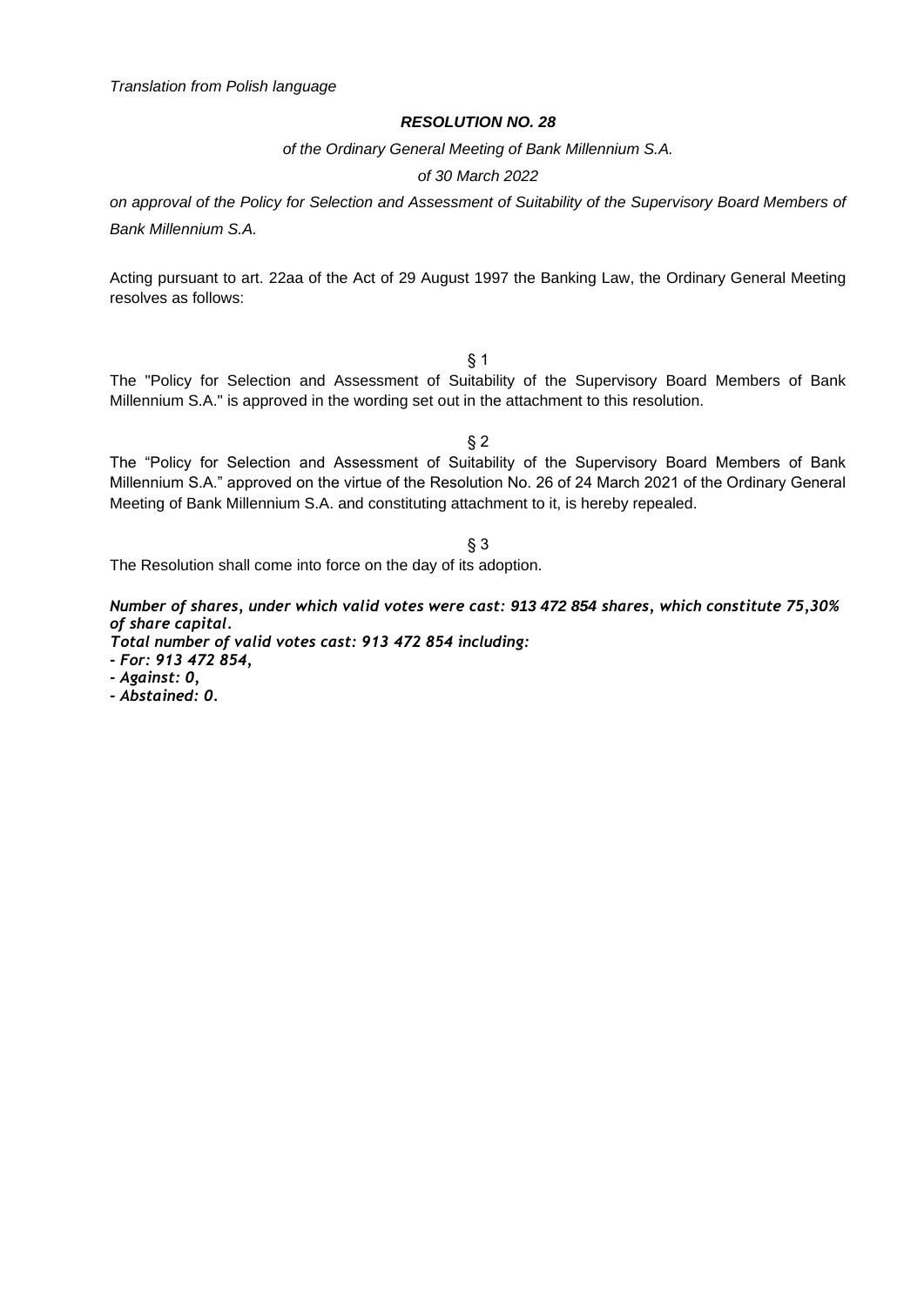*Translation from Polish language*

***RESOLUTION NO. 28***

*of the Ordinary General Meeting of Bank Millennium S.A.*

*of 30 March 2022*

*on approval of the Policy for Selection and Assessment of Suitability of the Supervisory Board Members of Bank Millennium S.A.*

Acting pursuant to art. 22aa of the Act of 29 August 1997 the Banking Law, the Ordinary General Meeting resolves as follows:

§ 1

The "Policy for Selection and Assessment of Suitability of the Supervisory Board Members of Bank Millennium S.A." is approved in the wording set out in the attachment to this resolution.

§ 2

The "Policy for Selection and Assessment of Suitability of the Supervisory Board Members of Bank Millennium S.A." approved on the virtue of the Resolution No. 26 of 24 March 2021 of the Ordinary General Meeting of Bank Millennium S.A. and constituting attachment to it, is hereby repealed.

§ 3

The Resolution shall come into force on the day of its adoption.

***Number of shares, under which valid votes were cast: 913 472 854 shares, which constitute 75,30% of share capital.***
***Total number of valid votes cast: 913 472 854 including:***
***- For: 913 472 854,***
***- Against: 0,***
***- Abstained: 0.***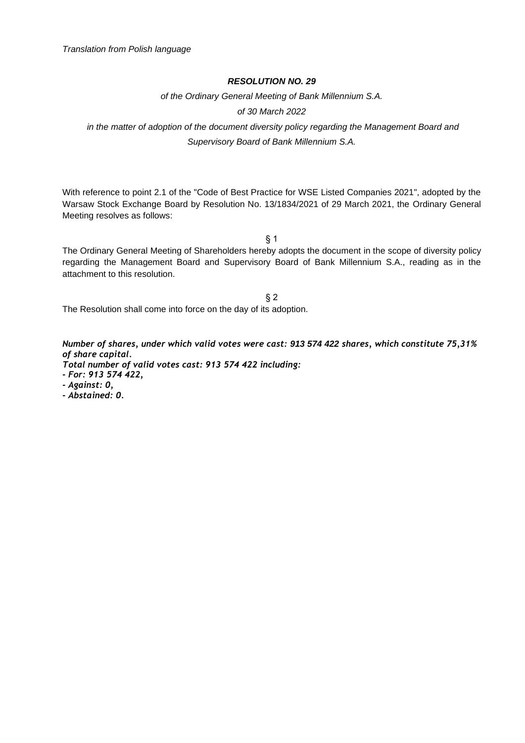*Translation from Polish language*

***RESOLUTION NO. 29***

*of the Ordinary General Meeting of Bank Millennium S.A.*

*of 30 March 2022*

*in the matter of adoption of the document diversity policy regarding the Management Board and Supervisory Board of Bank Millennium S.A.*

With reference to point 2.1 of the "Code of Best Practice for WSE Listed Companies 2021", adopted by the Warsaw Stock Exchange Board by Resolution No. 13/1834/2021 of 29 March 2021, the Ordinary General Meeting resolves as follows:

§ 1

The Ordinary General Meeting of Shareholders hereby adopts the document in the scope of diversity policy regarding the Management Board and Supervisory Board of Bank Millennium S.A., reading as in the attachment to this resolution.

§ 2

The Resolution shall come into force on the day of its adoption.

***Number of shares, under which valid votes were cast: 913 574 422 shares, which constitute 75,31% of share capital.***
***Total number of valid votes cast: 913 574 422 including:***
***- For: 913 574 422,***
***- Against: 0,***
***- Abstained: 0.***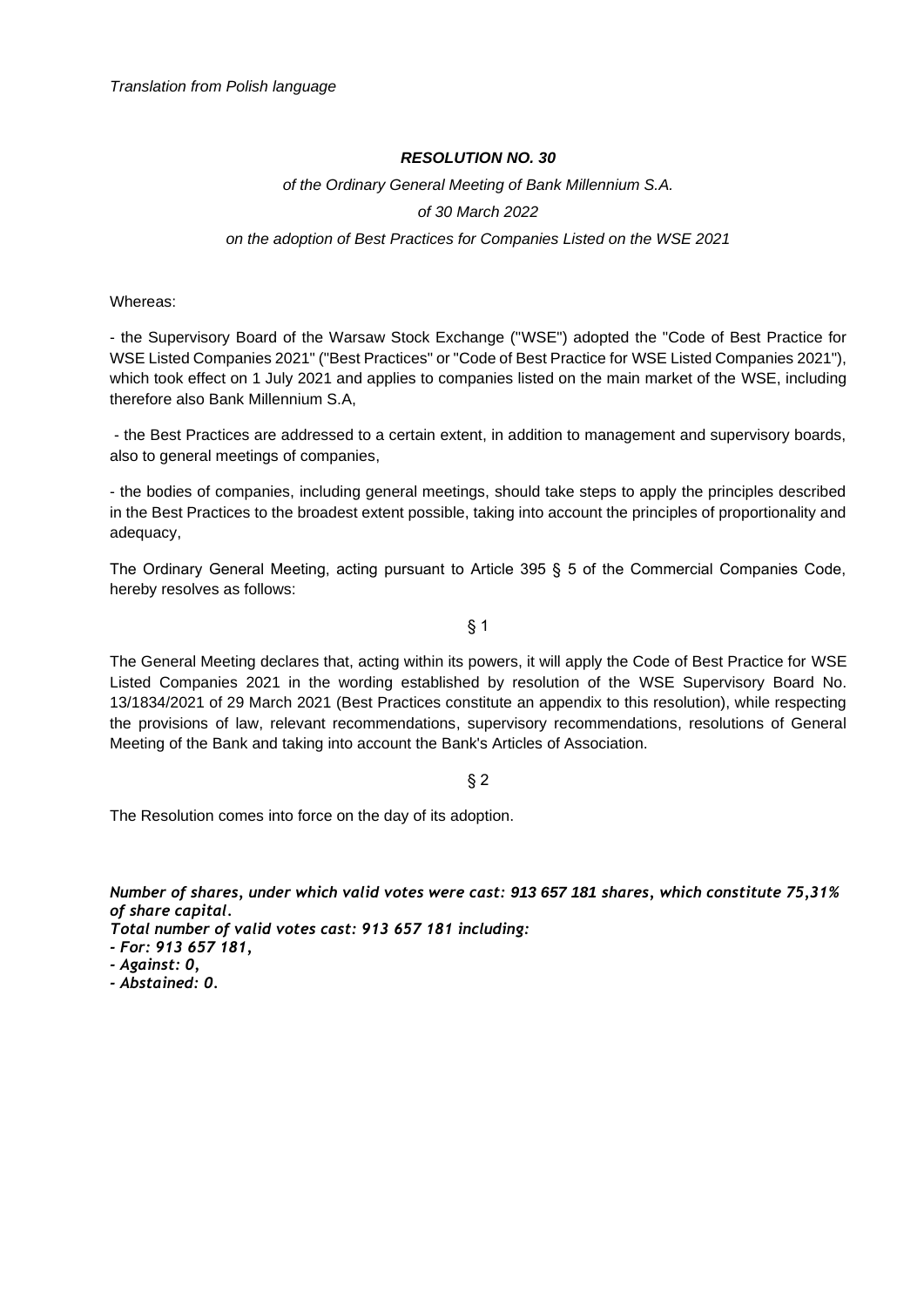*Translation from Polish language*

***RESOLUTION NO. 30***

*of the Ordinary General Meeting of Bank Millennium S.A.*

*of 30 March 2022*

*on the adoption of Best Practices for Companies Listed on the WSE 2021*

Whereas:

- the Supervisory Board of the Warsaw Stock Exchange ("WSE") adopted the "Code of Best Practice for WSE Listed Companies 2021" ("Best Practices" or "Code of Best Practice for WSE Listed Companies 2021"), which took effect on 1 July 2021 and applies to companies listed on the main market of the WSE, including therefore also Bank Millennium S.A,

- the Best Practices are addressed to a certain extent, in addition to management and supervisory boards, also to general meetings of companies,

- the bodies of companies, including general meetings, should take steps to apply the principles described in the Best Practices to the broadest extent possible, taking into account the principles of proportionality and adequacy,

The Ordinary General Meeting, acting pursuant to Article 395 § 5 of the Commercial Companies Code, hereby resolves as follows:

§ 1

The General Meeting declares that, acting within its powers, it will apply the Code of Best Practice for WSE Listed Companies 2021 in the wording established by resolution of the WSE Supervisory Board No. 13/1834/2021 of 29 March 2021 (Best Practices constitute an appendix to this resolution), while respecting the provisions of law, relevant recommendations, supervisory recommendations, resolutions of General Meeting of the Bank and taking into account the Bank's Articles of Association.

§ 2

The Resolution comes into force on the day of its adoption.

***Number of shares, under which valid votes were cast: 913 657 181 shares, which constitute 75,31% of share capital.***
***Total number of valid votes cast: 913 657 181 including:***
***- For: 913 657 181,***
***- Against: 0,***
***- Abstained: 0.***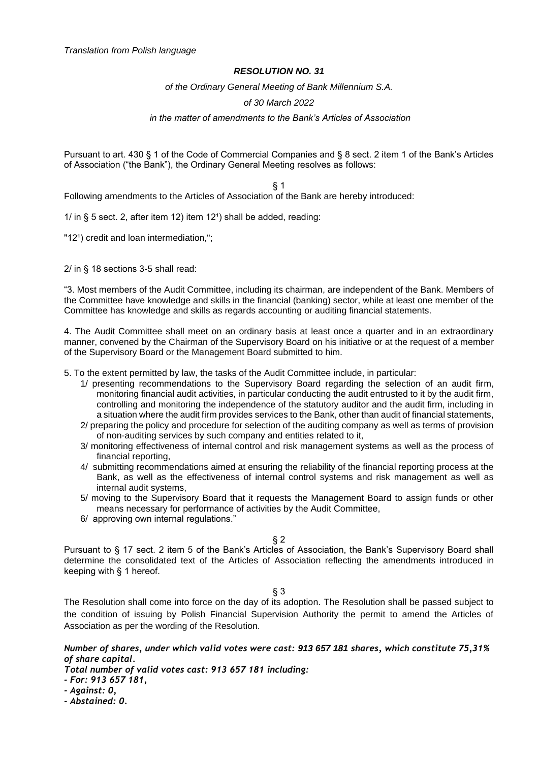*Translation from Polish language*

***RESOLUTION NO. 31***

*of the Ordinary General Meeting of Bank Millennium S.A.*

*of 30 March 2022*

*in the matter of amendments to the Bank's Articles of Association*

Pursuant to art. 430 § 1 of the Code of Commercial Companies and § 8 sect. 2 item 1 of the Bank's Articles of Association ("the Bank"), the Ordinary General Meeting resolves as follows:

§ 1

Following amendments to the Articles of Association of the Bank are hereby introduced:

1/ in § 5 sect. 2, after item 12) item 12[1]) shall be added, reading:

"12[1]) credit and loan intermediation,";

2/ in § 18 sections 3-5 shall read:

"3. Most members of the Audit Committee, including its chairman, are independent of the Bank. Members of the Committee have knowledge and skills in the financial (banking) sector, while at least one member of the Committee has knowledge and skills as regards accounting or auditing financial statements.

4. The Audit Committee shall meet on an ordinary basis at least once a quarter and in an extraordinary manner, convened by the Chairman of the Supervisory Board on his initiative or at the request of a member of the Supervisory Board or the Management Board submitted to him.

5. To the extent permitted by law, the tasks of the Audit Committee include, in particular:

1/ presenting recommendations to the Supervisory Board regarding the selection of an audit firm, monitoring financial audit activities, in particular conducting the audit entrusted to it by the audit firm, controlling and monitoring the independence of the statutory auditor and the audit firm, including in a situation where the audit firm provides services to the Bank, other than audit of financial statements,

2/ preparing the policy and procedure for selection of the auditing company as well as terms of provision of non-auditing services by such company and entities related to it,

3/ monitoring effectiveness of internal control and risk management systems as well as the process of financial reporting,

4/ submitting recommendations aimed at ensuring the reliability of the financial reporting process at the Bank, as well as the effectiveness of internal control systems and risk management as well as internal audit systems,

5/ moving to the Supervisory Board that it requests the Management Board to assign funds or other means necessary for performance of activities by the Audit Committee,

6/ approving own internal regulations."

§ 2

Pursuant to § 17 sect. 2 item 5 of the Bank's Articles of Association, the Bank's Supervisory Board shall determine the consolidated text of the Articles of Association reflecting the amendments introduced in keeping with § 1 hereof.

§ 3

The Resolution shall come into force on the day of its adoption. The Resolution shall be passed subject to the condition of issuing by Polish Financial Supervision Authority the permit to amend the Articles of Association as per the wording of the Resolution.

***Number of shares, under which valid votes were cast: 913 657 181 shares, which constitute 75,31% of share capital.***

***Total number of valid votes cast: 913 657 181 including:***

***- For: 913 657 181,***

***- Against: 0,***

***- Abstained: 0.***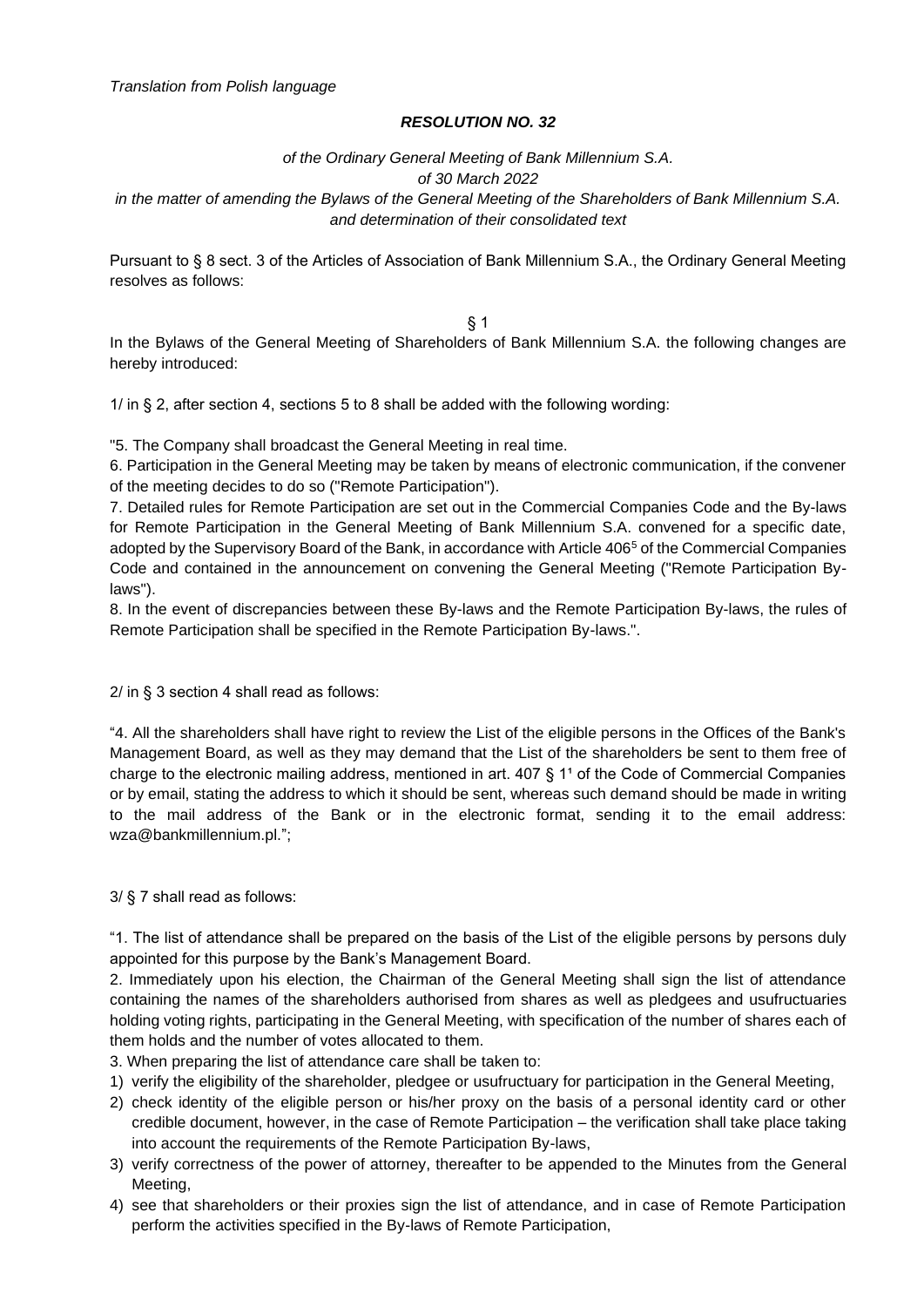*Translation from Polish language*

***RESOLUTION NO. 32***

*of the Ordinary General Meeting of Bank Millennium S.A.*
*of 30 March 2022*
*in the matter of amending the Bylaws of the General Meeting of the Shareholders of Bank Millennium S.A. and determination of their consolidated text*

Pursuant to § 8 sect. 3 of the Articles of Association of Bank Millennium S.A., the Ordinary General Meeting resolves as follows:

§ 1

In the Bylaws of the General Meeting of Shareholders of Bank Millennium S.A. the following changes are hereby introduced:

1/ in § 2, after section 4, sections 5 to 8 shall be added with the following wording:

"5. The Company shall broadcast the General Meeting in real time.
6. Participation in the General Meeting may be taken by means of electronic communication, if the convener of the meeting decides to do so ("Remote Participation").
7. Detailed rules for Remote Participation are set out in the Commercial Companies Code and the By-laws for Remote Participation in the General Meeting of Bank Millennium S.A. convened for a specific date, adopted by the Supervisory Board of the Bank, in accordance with Article 406[5] of the Commercial Companies Code and contained in the announcement on convening the General Meeting ("Remote Participation By-laws").
8. In the event of discrepancies between these By-laws and the Remote Participation By-laws, the rules of Remote Participation shall be specified in the Remote Participation By-laws.".

2/ in § 3 section 4 shall read as follows:

"4. All the shareholders shall have right to review the List of the eligible persons in the Offices of the Bank's Management Board, as well as they may demand that the List of the shareholders be sent to them free of charge to the electronic mailing address, mentioned in art. 407 § 1[1] of the Code of Commercial Companies or by email, stating the address to which it should be sent, whereas such demand should be made in writing to the mail address of the Bank or in the electronic format, sending it to the email address: wza@bankmillennium.pl.";

3/ § 7 shall read as follows:

"1. The list of attendance shall be prepared on the basis of the List of the eligible persons by persons duly appointed for this purpose by the Bank's Management Board.
2. Immediately upon his election, the Chairman of the General Meeting shall sign the list of attendance containing the names of the shareholders authorised from shares as well as pledgees and usufructuaries holding voting rights, participating in the General Meeting, with specification of the number of shares each of them holds and the number of votes allocated to them.
3. When preparing the list of attendance care shall be taken to:

1) verify the eligibility of the shareholder, pledgee or usufructuary for participation in the General Meeting,
2) check identity of the eligible person or his/her proxy on the basis of a personal identity card or other credible document, however, in the case of Remote Participation – the verification shall take place taking into account the requirements of the Remote Participation By-laws,
3) verify correctness of the power of attorney, thereafter to be appended to the Minutes from the General Meeting,
4) see that shareholders or their proxies sign the list of attendance, and in case of Remote Participation perform the activities specified in the By-laws of Remote Participation,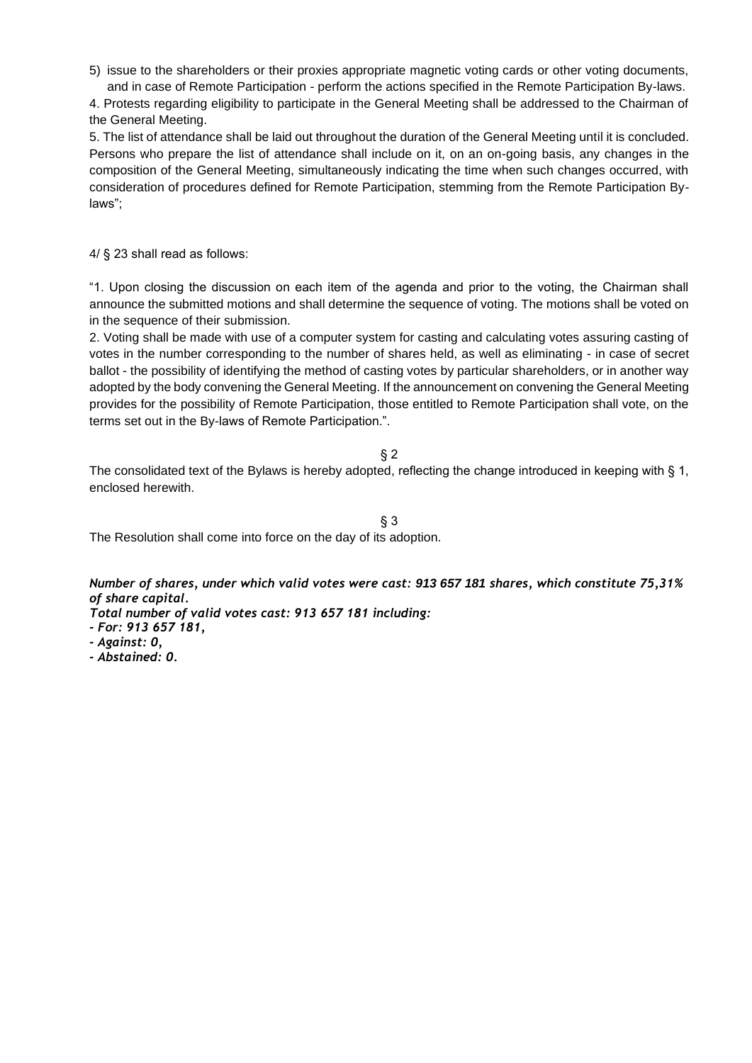5) issue to the shareholders or their proxies appropriate magnetic voting cards or other voting documents, and in case of Remote Participation - perform the actions specified in the Remote Participation By-laws.

4. Protests regarding eligibility to participate in the General Meeting shall be addressed to the Chairman of the General Meeting.

5. The list of attendance shall be laid out throughout the duration of the General Meeting until it is concluded. Persons who prepare the list of attendance shall include on it, on an on-going basis, any changes in the composition of the General Meeting, simultaneously indicating the time when such changes occurred, with consideration of procedures defined for Remote Participation, stemming from the Remote Participation By-laws";

4/ § 23 shall read as follows:

"1. Upon closing the discussion on each item of the agenda and prior to the voting, the Chairman shall announce the submitted motions and shall determine the sequence of voting. The motions shall be voted on in the sequence of their submission.

2. Voting shall be made with use of a computer system for casting and calculating votes assuring casting of votes in the number corresponding to the number of shares held, as well as eliminating - in case of secret ballot - the possibility of identifying the method of casting votes by particular shareholders, or in another way adopted by the body convening the General Meeting. If the announcement on convening the General Meeting provides for the possibility of Remote Participation, those entitled to Remote Participation shall vote, on the terms set out in the By-laws of Remote Participation.".

§ 2

The consolidated text of the Bylaws is hereby adopted, reflecting the change introduced in keeping with § 1, enclosed herewith.

§ 3

The Resolution shall come into force on the day of its adoption.

***Number of shares, under which valid votes were cast: 913 657 181 shares, which constitute 75,31% of share capital.***
***Total number of valid votes cast: 913 657 181 including:***
***- For: 913 657 181,***
***- Against: 0,***
***- Abstained: 0.***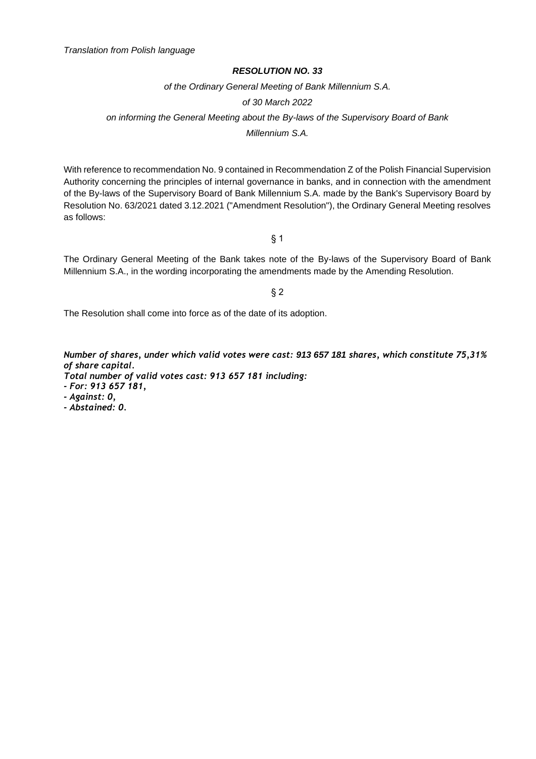*Translation from Polish language*

***RESOLUTION NO. 33***

*of the Ordinary General Meeting of Bank Millennium S.A.*

*of 30 March 2022*

*on informing the General Meeting about the By-laws of the Supervisory Board of Bank Millennium S.A.*

With reference to recommendation No. 9 contained in Recommendation Z of the Polish Financial Supervision Authority concerning the principles of internal governance in banks, and in connection with the amendment of the By-laws of the Supervisory Board of Bank Millennium S.A. made by the Bank's Supervisory Board by Resolution No. 63/2021 dated 3.12.2021 ("Amendment Resolution"), the Ordinary General Meeting resolves as follows:

§ 1

The Ordinary General Meeting of the Bank takes note of the By-laws of the Supervisory Board of Bank Millennium S.A., in the wording incorporating the amendments made by the Amending Resolution.

§ 2

The Resolution shall come into force as of the date of its adoption.

***Number of shares, under which valid votes were cast: 913 657 181 shares, which constitute 75,31% of share capital.***
***Total number of valid votes cast: 913 657 181 including:***
***- For: 913 657 181,***
***- Against: 0,***
***- Abstained: 0.***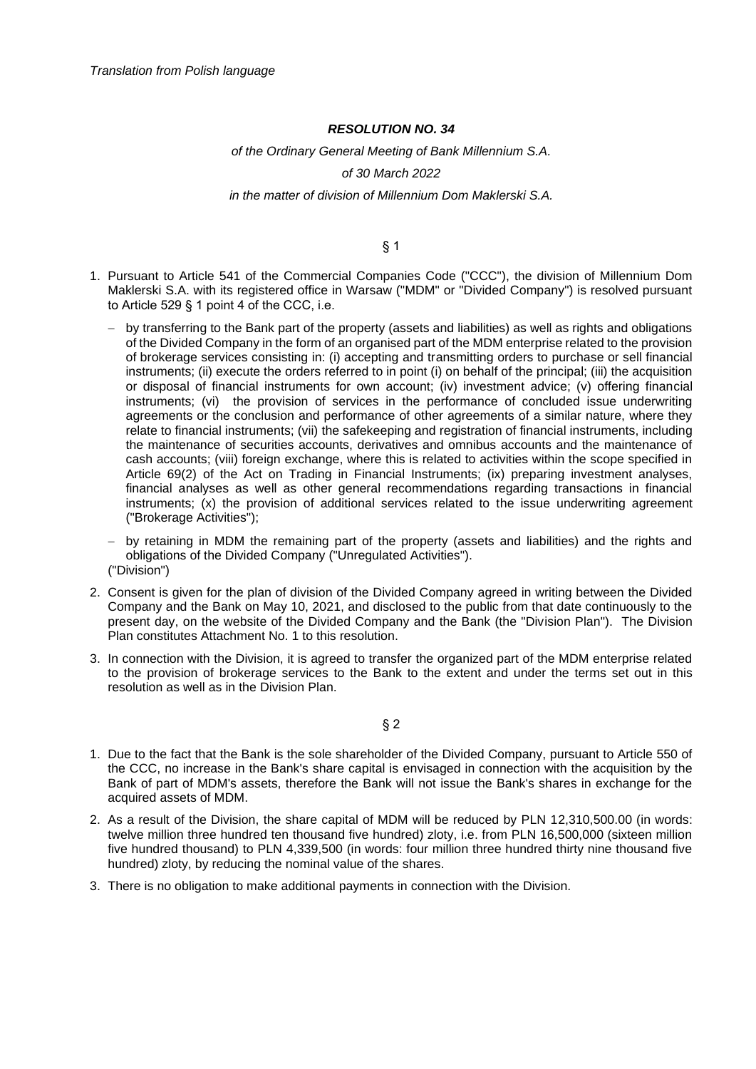*Translation from Polish language*

***RESOLUTION NO. 34***

*of the Ordinary General Meeting of Bank Millennium S.A.*

*of 30 March 2022*

*in the matter of division of Millennium Dom Maklerski S.A.*

§ 1

1. Pursuant to Article 541 of the Commercial Companies Code ("CCC"), the division of Millennium Dom Maklerski S.A. with its registered office in Warsaw ("MDM" or "Divided Company") is resolved pursuant to Article 529 § 1 point 4 of the CCC, i.e.
   - by transferring to the Bank part of the property (assets and liabilities) as well as rights and obligations of the Divided Company in the form of an organised part of the MDM enterprise related to the provision of brokerage services consisting in: (i) accepting and transmitting orders to purchase or sell financial instruments; (ii) execute the orders referred to in point (i) on behalf of the principal; (iii) the acquisition or disposal of financial instruments for own account; (iv) investment advice; (v) offering financial instruments; (vi) the provision of services in the performance of concluded issue underwriting agreements or the conclusion and performance of other agreements of a similar nature, where they relate to financial instruments; (vii) the safekeeping and registration of financial instruments, including the maintenance of securities accounts, derivatives and omnibus accounts and the maintenance of cash accounts; (viii) foreign exchange, where this is related to activities within the scope specified in Article 69(2) of the Act on Trading in Financial Instruments; (ix) preparing investment analyses, financial analyses as well as other general recommendations regarding transactions in financial instruments; (x) the provision of additional services related to the issue underwriting agreement ("Brokerage Activities");
   - by retaining in MDM the remaining part of the property (assets and liabilities) and the rights and obligations of the Divided Company ("Unregulated Activities").

   ("Division")
2. Consent is given for the plan of division of the Divided Company agreed in writing between the Divided Company and the Bank on May 10, 2021, and disclosed to the public from that date continuously to the present day, on the website of the Divided Company and the Bank (the "Division Plan"). The Division Plan constitutes Attachment No. 1 to this resolution.
3. In connection with the Division, it is agreed to transfer the organized part of the MDM enterprise related to the provision of brokerage services to the Bank to the extent and under the terms set out in this resolution as well as in the Division Plan.

§ 2

1. Due to the fact that the Bank is the sole shareholder of the Divided Company, pursuant to Article 550 of the CCC, no increase in the Bank's share capital is envisaged in connection with the acquisition by the Bank of part of MDM's assets, therefore the Bank will not issue the Bank's shares in exchange for the acquired assets of MDM.
2. As a result of the Division, the share capital of MDM will be reduced by PLN 12,310,500.00 (in words: twelve million three hundred ten thousand five hundred) zloty, i.e. from PLN 16,500,000 (sixteen million five hundred thousand) to PLN 4,339,500 (in words: four million three hundred thirty nine thousand five hundred) zloty, by reducing the nominal value of the shares.
3. There is no obligation to make additional payments in connection with the Division.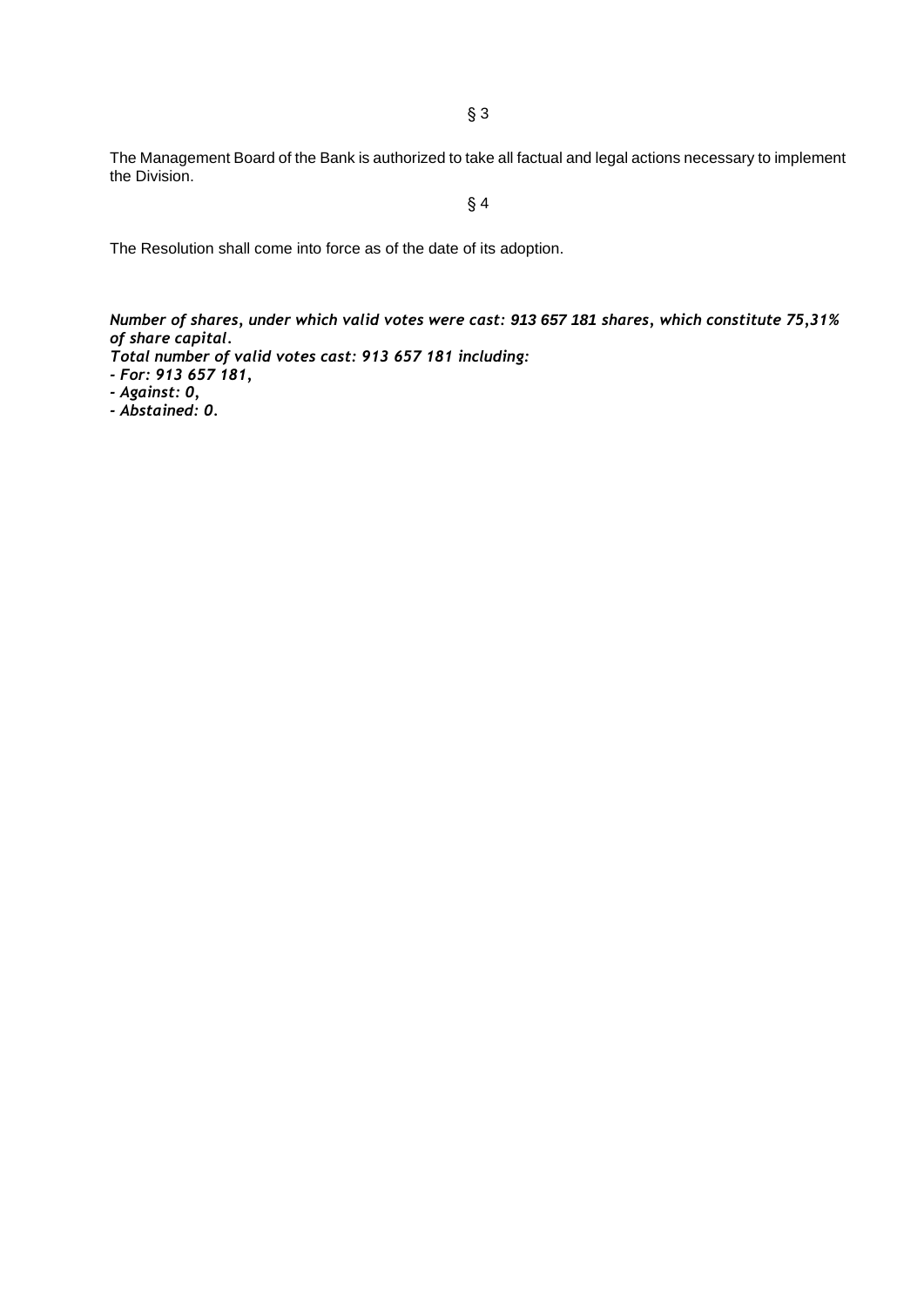§ 3

The Management Board of the Bank is authorized to take all factual and legal actions necessary to implement the Division.

§ 4

The Resolution shall come into force as of the date of its adoption.

***Number of shares, under which valid votes were cast: 913 657 181 shares, which constitute 75,31% of share capital.***
***Total number of valid votes cast: 913 657 181 including:***
***- For: 913 657 181,***
***- Against: 0,***
***- Abstained: 0.***